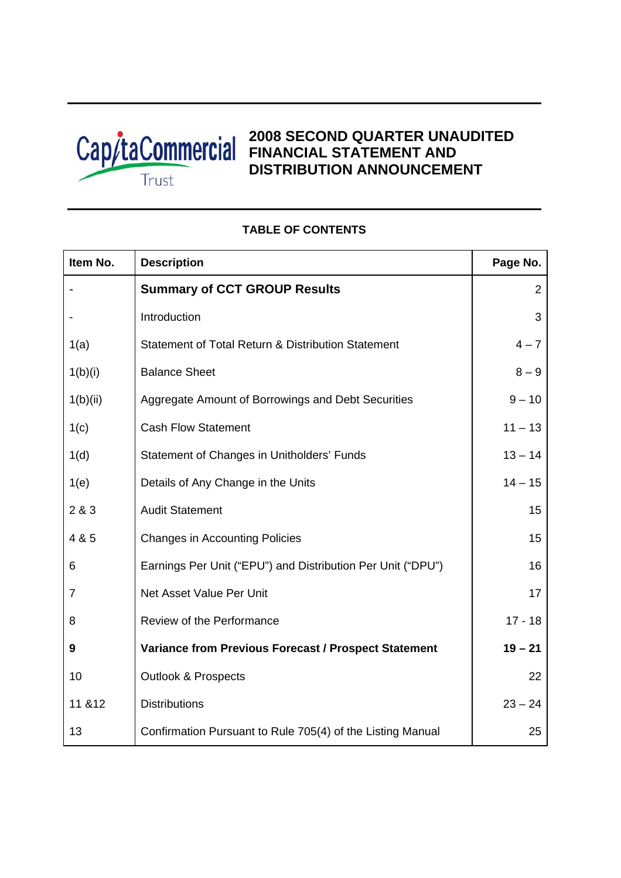CapitaCommercial Trust

# 2008 SECOND QUARTER UNAUDITED FINANCIAL STATEMENT AND DISTRIBUTION ANNOUNCEMENT

## TABLE OF CONTENTS

| Item No. | Description | Page No. |
|---|---|---|
| - | **Summary of CCT GROUP Results** | 2 |
| - | Introduction | 3 |
| 1(a) | Statement of Total Return & Distribution Statement | 4 – 7 |
| 1(b)(i) | Balance Sheet | 8 – 9 |
| 1(b)(ii) | Aggregate Amount of Borrowings and Debt Securities | 9 – 10 |
| 1(c) | Cash Flow Statement | 11 – 13 |
| 1(d) | Statement of Changes in Unitholders' Funds | 13 – 14 |
| 1(e) | Details of Any Change in the Units | 14 – 15 |
| 2 & 3 | Audit Statement | 15 |
| 4 & 5 | Changes in Accounting Policies | 15 |
| 6 | Earnings Per Unit ("EPU") and Distribution Per Unit ("DPU") | 16 |
| 7 | Net Asset Value Per Unit | 17 |
| 8 | Review of the Performance | 17 - 18 |
| **9** | **Variance from Previous Forecast / Prospect Statement** | **19 – 21** |
| 10 | Outlook & Prospects | 22 |
| 11 &12 | Distributions | 23 – 24 |
| 13 | Confirmation Pursuant to Rule 705(4) of the Listing Manual | 25 |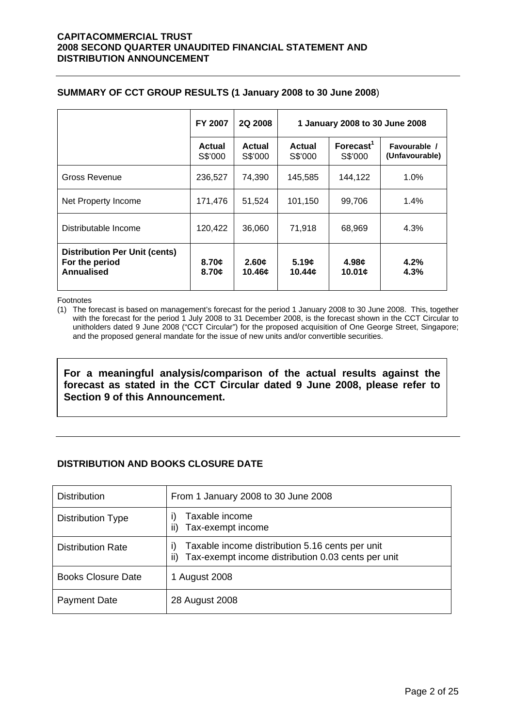## SUMMARY OF CCT GROUP RESULTS (1 January 2008 to 30 June 2008)

| | FY 2007 | 2Q 2008 | 1 January 2008 to 30 June 2008 | | |
|---|---|---|---|---|---|
| | Actual S$'000 | Actual S$'000 | Actual S$'000 | Forecast[1] S$'000 | Favourable / (Unfavourable) |
| Gross Revenue | 236,527 | 74,390 | 145,585 | 144,122 | 1.0% |
| Net Property Income | 171,476 | 51,524 | 101,150 | 99,706 | 1.4% |
| Distributable Income | 120,422 | 36,060 | 71,918 | 68,969 | 4.3% |
| **Distribution Per Unit (cents)** **For the period** **Annualised** | **8.70¢** **8.70¢** | **2.60¢** **10.46¢** | **5.19¢** **10.44¢** | **4.98¢** **10.01¢** | **4.2%** **4.3%** |

Footnotes

(1) The forecast is based on management's forecast for the period 1 January 2008 to 30 June 2008. This, together with the forecast for the period 1 July 2008 to 31 December 2008, is the forecast shown in the CCT Circular to unitholders dated 9 June 2008 ("CCT Circular") for the proposed acquisition of One George Street, Singapore; and the proposed general mandate for the issue of new units and/or convertible securities.

**For a meaningful analysis/comparison of the actual results against the forecast as stated in the CCT Circular dated 9 June 2008, please refer to Section 9 of this Announcement.**

## DISTRIBUTION AND BOOKS CLOSURE DATE

| | |
|---|---|
| Distribution | From 1 January 2008 to 30 June 2008 |
| Distribution Type | i) Taxable income<br>ii) Tax-exempt income |
| Distribution Rate | i) Taxable income distribution 5.16 cents per unit<br>ii) Tax-exempt income distribution 0.03 cents per unit |
| Books Closure Date | 1 August 2008 |
| Payment Date | 28 August 2008 |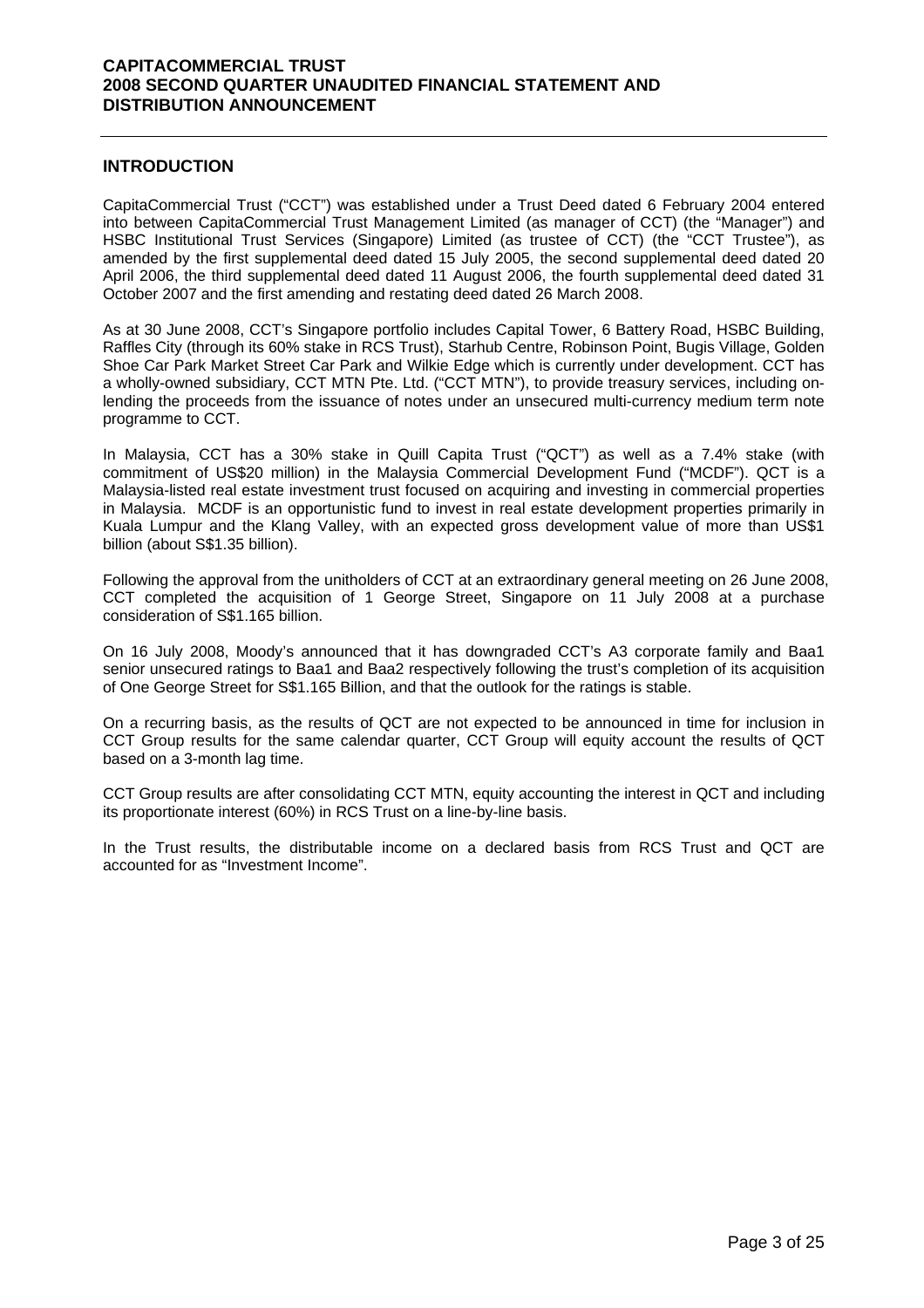## INTRODUCTION

CapitaCommercial Trust ("CCT") was established under a Trust Deed dated 6 February 2004 entered into between CapitaCommercial Trust Management Limited (as manager of CCT) (the "Manager") and HSBC Institutional Trust Services (Singapore) Limited (as trustee of CCT) (the "CCT Trustee"), as amended by the first supplemental deed dated 15 July 2005, the second supplemental deed dated 20 April 2006, the third supplemental deed dated 11 August 2006, the fourth supplemental deed dated 31 October 2007 and the first amending and restating deed dated 26 March 2008.

As at 30 June 2008, CCT's Singapore portfolio includes Capital Tower, 6 Battery Road, HSBC Building, Raffles City (through its 60% stake in RCS Trust), Starhub Centre, Robinson Point, Bugis Village, Golden Shoe Car Park Market Street Car Park and Wilkie Edge which is currently under development. CCT has a wholly-owned subsidiary, CCT MTN Pte. Ltd. ("CCT MTN"), to provide treasury services, including on-lending the proceeds from the issuance of notes under an unsecured multi-currency medium term note programme to CCT.

In Malaysia, CCT has a 30% stake in Quill Capita Trust ("QCT") as well as a 7.4% stake (with commitment of US$20 million) in the Malaysia Commercial Development Fund ("MCDF"). QCT is a Malaysia-listed real estate investment trust focused on acquiring and investing in commercial properties in Malaysia. MCDF is an opportunistic fund to invest in real estate development properties primarily in Kuala Lumpur and the Klang Valley, with an expected gross development value of more than US$1 billion (about S$1.35 billion).

Following the approval from the unitholders of CCT at an extraordinary general meeting on 26 June 2008, CCT completed the acquisition of 1 George Street, Singapore on 11 July 2008 at a purchase consideration of S$1.165 billion.

On 16 July 2008, Moody's announced that it has downgraded CCT's A3 corporate family and Baa1 senior unsecured ratings to Baa1 and Baa2 respectively following the trust's completion of its acquisition of One George Street for S$1.165 Billion, and that the outlook for the ratings is stable.

On a recurring basis, as the results of QCT are not expected to be announced in time for inclusion in CCT Group results for the same calendar quarter, CCT Group will equity account the results of QCT based on a 3-month lag time.

CCT Group results are after consolidating CCT MTN, equity accounting the interest in QCT and including its proportionate interest (60%) in RCS Trust on a line-by-line basis.

In the Trust results, the distributable income on a declared basis from RCS Trust and QCT are accounted for as "Investment Income".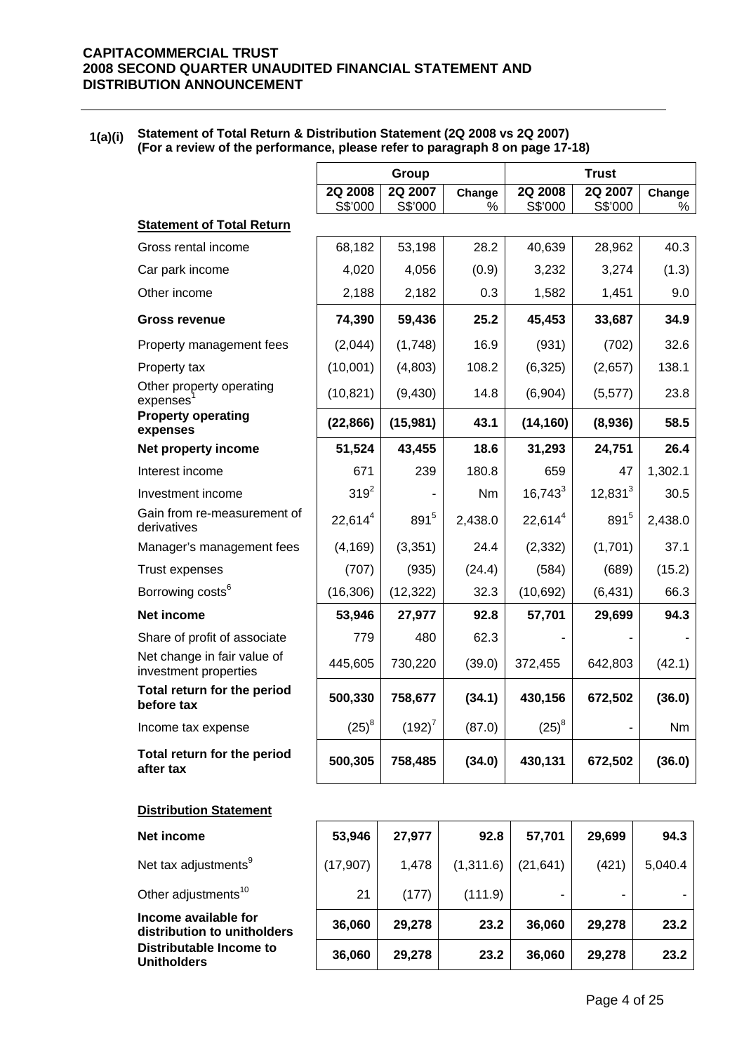**CAPITACOMMERCIAL TRUST**
**2008 SECOND QUARTER UNAUDITED FINANCIAL STATEMENT AND DISTRIBUTION ANNOUNCEMENT**

**1(a)(i) Statement of Total Return & Distribution Statement (2Q 2008 vs 2Q 2007)**
**(For a review of the performance, please refer to paragraph 8 on page 17-18)**

| | Group | | | Trust | | |
|---|---|---|---|---|---|---|
| | 2Q 2008 S$'000 | 2Q 2007 S$'000 | Change % | 2Q 2008 S$'000 | 2Q 2007 S$'000 | Change % |
| **Statement of Total Return** | | | | | | |
| Gross rental income | 68,182 | 53,198 | 28.2 | 40,639 | 28,962 | 40.3 |
| Car park income | 4,020 | 4,056 | (0.9) | 3,232 | 3,274 | (1.3) |
| Other income | 2,188 | 2,182 | 0.3 | 1,582 | 1,451 | 9.0 |
| **Gross revenue** | **74,390** | **59,436** | **25.2** | **45,453** | **33,687** | **34.9** |
| Property management fees | (2,044) | (1,748) | 16.9 | (931) | (702) | 32.6 |
| Property tax | (10,001) | (4,803) | 108.2 | (6,325) | (2,657) | 138.1 |
| Other property operating expenses[1] | (10,821) | (9,430) | 14.8 | (6,904) | (5,577) | 23.8 |
| **Property operating expenses** | **(22,866)** | **(15,981)** | **43.1** | **(14,160)** | **(8,936)** | **58.5** |
| **Net property income** | **51,524** | **43,455** | **18.6** | **31,293** | **24,751** | **26.4** |
| Interest income | 671 | 239 | 180.8 | 659 | 47 | 1,302.1 |
| Investment income | 319[2] | - | Nm | 16,743[3] | 12,831[3] | 30.5 |
| Gain from re-measurement of derivatives | 22,614[4] | 891[5] | 2,438.0 | 22,614[4] | 891[5] | 2,438.0 |
| Manager's management fees | (4,169) | (3,351) | 24.4 | (2,332) | (1,701) | 37.1 |
| Trust expenses | (707) | (935) | (24.4) | (584) | (689) | (15.2) |
| Borrowing costs[6] | (16,306) | (12,322) | 32.3 | (10,692) | (6,431) | 66.3 |
| **Net income** | **53,946** | **27,977** | **92.8** | **57,701** | **29,699** | **94.3** |
| Share of profit of associate | 779 | 480 | 62.3 | - | - | - |
| Net change in fair value of investment properties | 445,605 | 730,220 | (39.0) | 372,455 | 642,803 | (42.1) |
| **Total return for the period before tax** | **500,330** | **758,677** | **(34.1)** | **430,156** | **672,502** | **(36.0)** |
| Income tax expense | (25)[8] | (192)[7] | (87.0) | (25)[8] | - | Nm |
| **Total return for the period after tax** | **500,305** | **758,485** | **(34.0)** | **430,131** | **672,502** | **(36.0)** |
| **Distribution Statement** | | | | | | |
| **Net income** | **53,946** | **27,977** | **92.8** | **57,701** | **29,699** | **94.3** |
| Net tax adjustments[9] | (17,907) | 1,478 | (1,311.6) | (21,641) | (421) | 5,040.4 |
| Other adjustments[10] | 21 | (177) | (111.9) | - | - | - |
| **Income available for distribution to unitholders** | **36,060** | **29,278** | **23.2** | **36,060** | **29,278** | **23.2** |
| **Distributable Income to Unitholders** | **36,060** | **29,278** | **23.2** | **36,060** | **29,278** | **23.2** |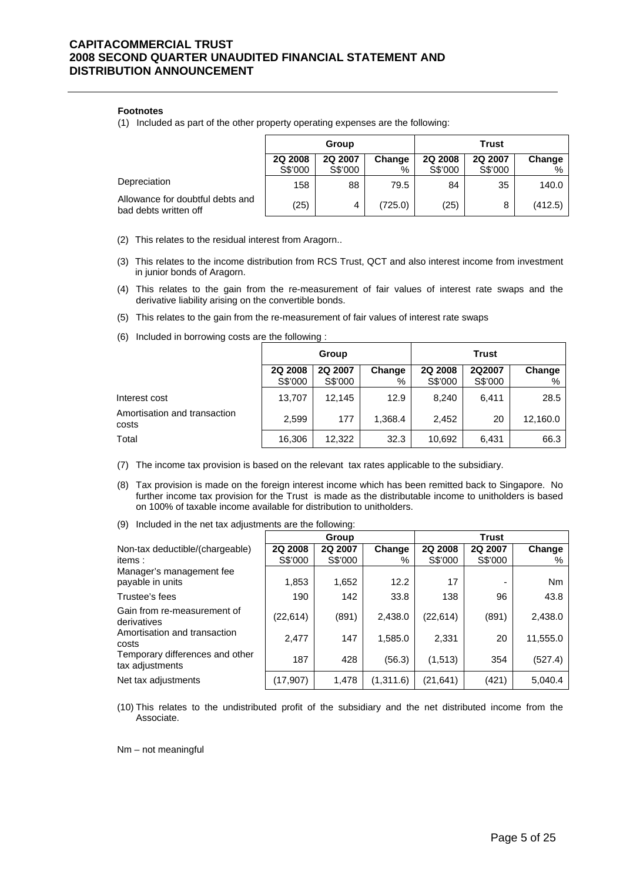**Footnotes**

(1) Included as part of the other property operating expenses are the following:

| | Group | | | Trust | | |
|---|---|---|---|---|---|---|
| | 2Q 2008 S$'000 | 2Q 2007 S$'000 | Change % | 2Q 2008 S$'000 | 2Q 2007 S$'000 | Change % |
| Depreciation | 158 | 88 | 79.5 | 84 | 35 | 140.0 |
| Allowance for doubtful debts and bad debts written off | (25) | 4 | (725.0) | (25) | 8 | (412.5) |

(2) This relates to the residual interest from Aragorn..

(3) This relates to the income distribution from RCS Trust, QCT and also interest income from investment in junior bonds of Aragorn.

(4) This relates to the gain from the re-measurement of fair values of interest rate swaps and the derivative liability arising on the convertible bonds.

(5) This relates to the gain from the re-measurement of fair values of interest rate swaps

(6) Included in borrowing costs are the following :

| | Group | | | Trust | | |
|---|---|---|---|---|---|---|
| | 2Q 2008 S$'000 | 2Q 2007 S$'000 | Change % | 2Q 2008 S$'000 | 2Q2007 S$'000 | Change % |
| Interest cost | 13,707 | 12,145 | 12.9 | 8,240 | 6,411 | 28.5 |
| Amortisation and transaction costs | 2,599 | 177 | 1,368.4 | 2,452 | 20 | 12,160.0 |
| Total | 16,306 | 12,322 | 32.3 | 10,692 | 6,431 | 66.3 |

(7) The income tax provision is based on the relevant tax rates applicable to the subsidiary.

(8) Tax provision is made on the foreign interest income which has been remitted back to Singapore. No further income tax provision for the Trust is made as the distributable income to unitholders is based on 100% of taxable income available for distribution to unitholders.

(9) Included in the net tax adjustments are the following:

| | Group | | | Trust | | |
|---|---|---|---|---|---|---|
| Non-tax deductible/(chargeable) items : | 2Q 2008 S$'000 | 2Q 2007 S$'000 | Change % | 2Q 2008 S$'000 | 2Q 2007 S$'000 | Change % |
| Manager's management fee payable in units | 1,853 | 1,652 | 12.2 | 17 | - | Nm |
| Trustee's fees | 190 | 142 | 33.8 | 138 | 96 | 43.8 |
| Gain from re-measurement of derivatives | (22,614) | (891) | 2,438.0 | (22,614) | (891) | 2,438.0 |
| Amortisation and transaction costs | 2,477 | 147 | 1,585.0 | 2,331 | 20 | 11,555.0 |
| Temporary differences and other tax adjustments | 187 | 428 | (56.3) | (1,513) | 354 | (527.4) |
| Net tax adjustments | (17,907) | 1,478 | (1,311.6) | (21,641) | (421) | 5,040.4 |

(10) This relates to the undistributed profit of the subsidiary and the net distributed income from the Associate.

Nm – not meaningful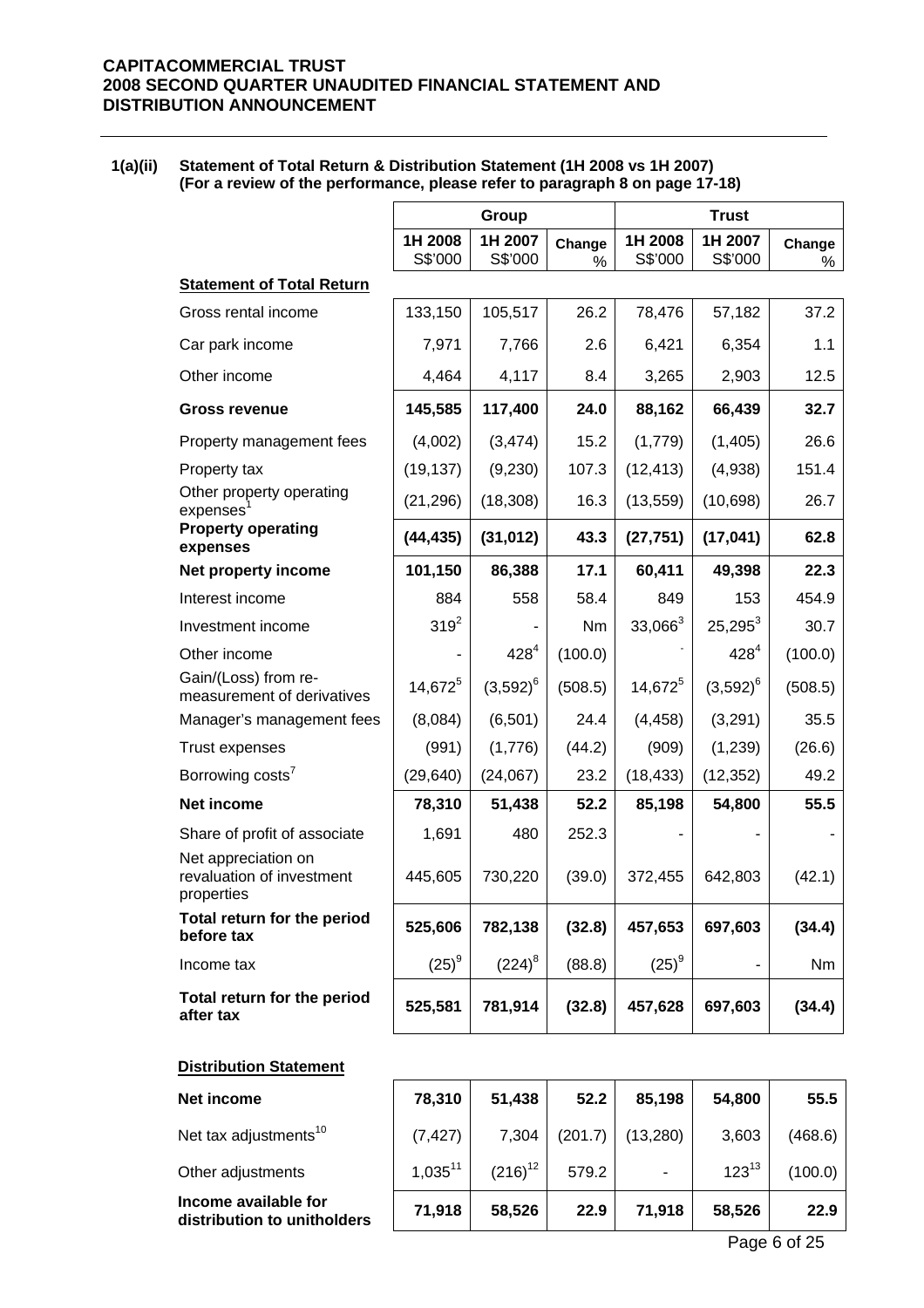## 1(a)(ii) Statement of Total Return & Distribution Statement (1H 2008 vs 1H 2007) (For a review of the performance, please refer to paragraph 8 on page 17-18)

| | Group | | | Trust | | |
|---|---|---|---|---|---|---|
| | 1H 2008 S$'000 | 1H 2007 S$'000 | Change % | 1H 2008 S$'000 | 1H 2007 S$'000 | Change % |
| **Statement of Total Return** | | | | | | |
| Gross rental income | 133,150 | 105,517 | 26.2 | 78,476 | 57,182 | 37.2 |
| Car park income | 7,971 | 7,766 | 2.6 | 6,421 | 6,354 | 1.1 |
| Other income | 4,464 | 4,117 | 8.4 | 3,265 | 2,903 | 12.5 |
| **Gross revenue** | **145,585** | **117,400** | **24.0** | **88,162** | **66,439** | **32.7** |
| Property management fees | (4,002) | (3,474) | 15.2 | (1,779) | (1,405) | 26.6 |
| Property tax | (19,137) | (9,230) | 107.3 | (12,413) | (4,938) | 151.4 |
| Other property operating expenses[1] | (21,296) | (18,308) | 16.3 | (13,559) | (10,698) | 26.7 |
| **Property operating expenses** | **(44,435)** | **(31,012)** | **43.3** | **(27,751)** | **(17,041)** | **62.8** |
| **Net property income** | **101,150** | **86,388** | **17.1** | **60,411** | **49,398** | **22.3** |
| Interest income | 884 | 558 | 58.4 | 849 | 153 | 454.9 |
| Investment income | 319[2] | - | Nm | 33,066[3] | 25,295[3] | 30.7 |
| Other income | - | 428[4] | (100.0) | - | 428[4] | (100.0) |
| Gain/(Loss) from re-measurement of derivatives | 14,672[5] | (3,592)[6] | (508.5) | 14,672[5] | (3,592)[6] | (508.5) |
| Manager's management fees | (8,084) | (6,501) | 24.4 | (4,458) | (3,291) | 35.5 |
| Trust expenses | (991) | (1,776) | (44.2) | (909) | (1,239) | (26.6) |
| Borrowing costs[7] | (29,640) | (24,067) | 23.2 | (18,433) | (12,352) | 49.2 |
| **Net income** | **78,310** | **51,438** | **52.2** | **85,198** | **54,800** | **55.5** |
| Share of profit of associate | 1,691 | 480 | 252.3 | - | - | - |
| Net appreciation on revaluation of investment properties | 445,605 | 730,220 | (39.0) | 372,455 | 642,803 | (42.1) |
| **Total return for the period before tax** | **525,606** | **782,138** | **(32.8)** | **457,653** | **697,603** | **(34.4)** |
| Income tax | (25)[9] | (224)[8] | (88.8) | (25)[9] | - | Nm |
| **Total return for the period after tax** | **525,581** | **781,914** | **(32.8)** | **457,628** | **697,603** | **(34.4)** |
| **Distribution Statement** | | | | | | |
| **Net income** | **78,310** | **51,438** | **52.2** | **85,198** | **54,800** | **55.5** |
| Net tax adjustments[10] | (7,427) | 7,304 | (201.7) | (13,280) | 3,603 | (468.6) |
| Other adjustments | 1,035[11] | (216)[12] | 579.2 | - | 123[13] | (100.0) |
| **Income available for distribution to unitholders** | **71,918** | **58,526** | **22.9** | **71,918** | **58,526** | **22.9** |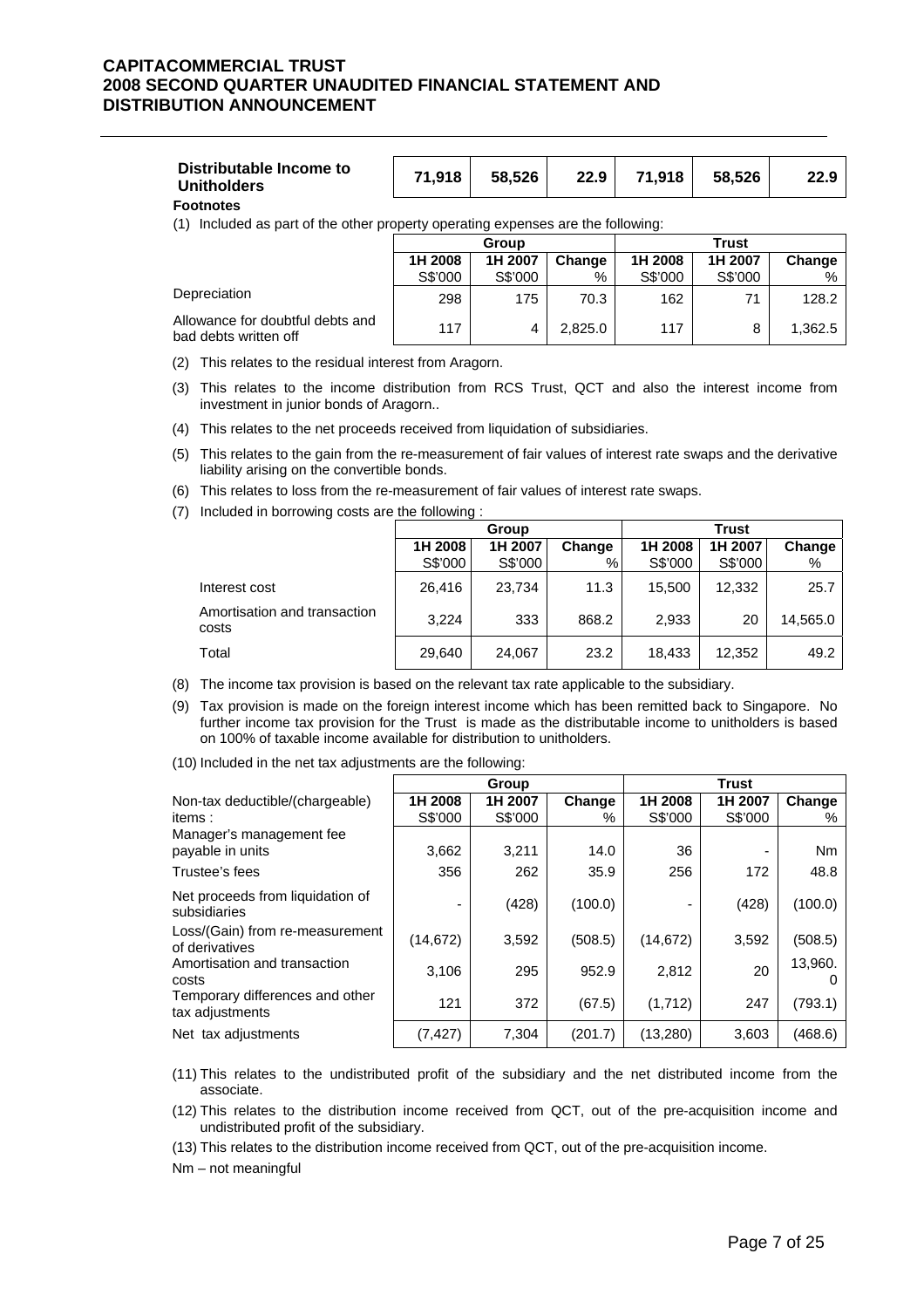| Distributable Income to Unitholders | 71,918 | 58,526 | 22.9 | 71,918 | 58,526 | 22.9 |
|---|---|---|---|---|---|---|

**Footnotes**

(1) Included as part of the other property operating expenses are the following:

| | Group | | | Trust | | |
|---|---|---|---|---|---|---|
| | 1H 2008 S$'000 | 1H 2007 S$'000 | Change % | 1H 2008 S$'000 | 1H 2007 S$'000 | Change % |
| Depreciation | 298 | 175 | 70.3 | 162 | 71 | 128.2 |
| Allowance for doubtful debts and bad debts written off | 117 | 4 | 2,825.0 | 117 | 8 | 1,362.5 |

(2) This relates to the residual interest from Aragorn.

(3) This relates to the income distribution from RCS Trust, QCT and also the interest income from investment in junior bonds of Aragorn..

(4) This relates to the net proceeds received from liquidation of subsidiaries.

(5) This relates to the gain from the re-measurement of fair values of interest rate swaps and the derivative liability arising on the convertible bonds.

(6) This relates to loss from the re-measurement of fair values of interest rate swaps.

(7) Included in borrowing costs are the following :

| | Group | | | Trust | | |
|---|---|---|---|---|---|---|
| | 1H 2008 S$'000 | 1H 2007 S$'000 | Change % | 1H 2008 S$'000 | 1H 2007 S$'000 | Change % |
| Interest cost | 26,416 | 23,734 | 11.3 | 15,500 | 12,332 | 25.7 |
| Amortisation and transaction costs | 3,224 | 333 | 868.2 | 2,933 | 20 | 14,565.0 |
| Total | 29,640 | 24,067 | 23.2 | 18,433 | 12,352 | 49.2 |

(8) The income tax provision is based on the relevant tax rate applicable to the subsidiary.

(9) Tax provision is made on the foreign interest income which has been remitted back to Singapore. No further income tax provision for the Trust is made as the distributable income to unitholders is based on 100% of taxable income available for distribution to unitholders.

(10) Included in the net tax adjustments are the following:

| | Group | | | Trust | | |
|---|---|---|---|---|---|---|
| Non-tax deductible/(chargeable) items : | 1H 2008 S$'000 | 1H 2007 S$'000 | Change % | 1H 2008 S$'000 | 1H 2007 S$'000 | Change % |
| Manager's management fee payable in units | 3,662 | 3,211 | 14.0 | 36 | - | Nm |
| Trustee's fees | 356 | 262 | 35.9 | 256 | 172 | 48.8 |
| Net proceeds from liquidation of subsidiaries | - | (428) | (100.0) | - | (428) | (100.0) |
| Loss/(Gain) from re-measurement of derivatives | (14,672) | 3,592 | (508.5) | (14,672) | 3,592 | (508.5) |
| Amortisation and transaction costs | 3,106 | 295 | 952.9 | 2,812 | 20 | 13,960.0 |
| Temporary differences and other tax adjustments | 121 | 372 | (67.5) | (1,712) | 247 | (793.1) |
| Net tax adjustments | (7,427) | 7,304 | (201.7) | (13,280) | 3,603 | (468.6) |

(11) This relates to the undistributed profit of the subsidiary and the net distributed income from the associate.

(12) This relates to the distribution income received from QCT, out of the pre-acquisition income and undistributed profit of the subsidiary.

(13) This relates to the distribution income received from QCT, out of the pre-acquisition income.

Nm – not meaningful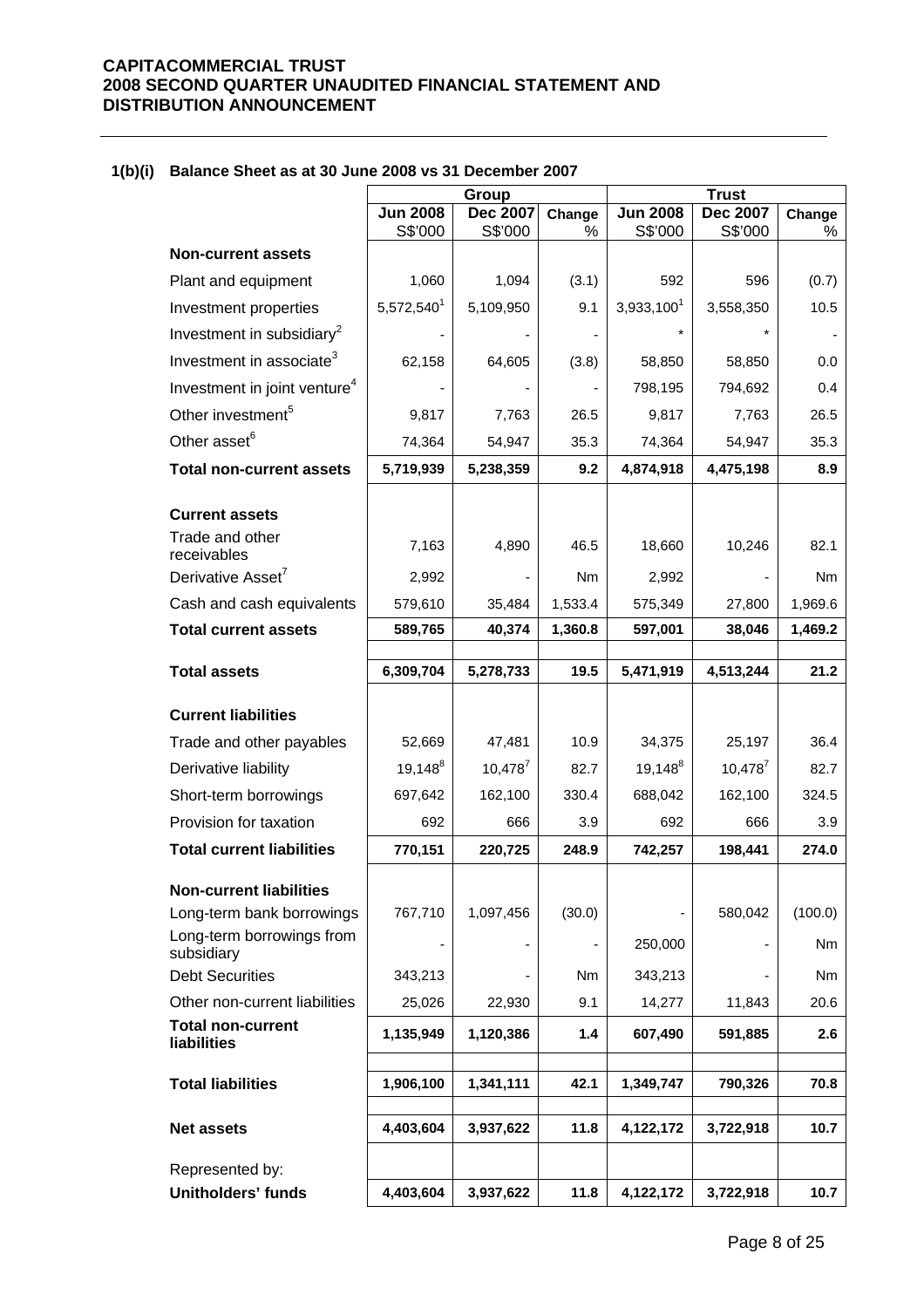**CAPITACOMMERCIAL TRUST**
**2008 SECOND QUARTER UNAUDITED FINANCIAL STATEMENT AND DISTRIBUTION ANNOUNCEMENT**

### 1(b)(i) Balance Sheet as at 30 June 2008 vs 31 December 2007

| | Group | | | Trust | | |
|---|---|---|---|---|---|---|
| | Jun 2008 S$'000 | Dec 2007 S$'000 | Change % | Jun 2008 S$'000 | Dec 2007 S$'000 | Change % |
| **Non-current assets** | | | | | | |
| Plant and equipment | 1,060 | 1,094 | (3.1) | 592 | 596 | (0.7) |
| Investment properties | 5,572,540[1] | 5,109,950 | 9.1 | 3,933,100[1] | 3,558,350 | 10.5 |
| Investment in subsidiary[2] | - | - | - | * | * | - |
| Investment in associate[3] | 62,158 | 64,605 | (3.8) | 58,850 | 58,850 | 0.0 |
| Investment in joint venture[4] | - | - | - | 798,195 | 794,692 | 0.4 |
| Other investment[5] | 9,817 | 7,763 | 26.5 | 9,817 | 7,763 | 26.5 |
| Other asset[6] | 74,364 | 54,947 | 35.3 | 74,364 | 54,947 | 35.3 |
| **Total non-current assets** | **5,719,939** | **5,238,359** | **9.2** | **4,874,918** | **4,475,198** | **8.9** |
| **Current assets** | | | | | | |
| Trade and other receivables | 7,163 | 4,890 | 46.5 | 18,660 | 10,246 | 82.1 |
| Derivative Asset[7] | 2,992 | - | Nm | 2,992 | - | Nm |
| Cash and cash equivalents | 579,610 | 35,484 | 1,533.4 | 575,349 | 27,800 | 1,969.6 |
| **Total current assets** | **589,765** | **40,374** | **1,360.8** | **597,001** | **38,046** | **1,469.2** |
| **Total assets** | **6,309,704** | **5,278,733** | **19.5** | **5,471,919** | **4,513,244** | **21.2** |
| **Current liabilities** | | | | | | |
| Trade and other payables | 52,669 | 47,481 | 10.9 | 34,375 | 25,197 | 36.4 |
| Derivative liability | 19,148[8] | 10,478[7] | 82.7 | 19,148[8] | 10,478[7] | 82.7 |
| Short-term borrowings | 697,642 | 162,100 | 330.4 | 688,042 | 162,100 | 324.5 |
| Provision for taxation | 692 | 666 | 3.9 | 692 | 666 | 3.9 |
| **Total current liabilities** | **770,151** | **220,725** | **248.9** | **742,257** | **198,441** | **274.0** |
| **Non-current liabilities** | | | | | | |
| Long-term bank borrowings | 767,710 | 1,097,456 | (30.0) | - | 580,042 | (100.0) |
| Long-term borrowings from subsidiary | - | - | - | 250,000 | - | Nm |
| Debt Securities | 343,213 | - | Nm | 343,213 | - | Nm |
| Other non-current liabilities | 25,026 | 22,930 | 9.1 | 14,277 | 11,843 | 20.6 |
| **Total non-current liabilities** | **1,135,949** | **1,120,386** | **1.4** | **607,490** | **591,885** | **2.6** |
| **Total liabilities** | **1,906,100** | **1,341,111** | **42.1** | **1,349,747** | **790,326** | **70.8** |
| **Net assets** | **4,403,604** | **3,937,622** | **11.8** | **4,122,172** | **3,722,918** | **10.7** |
| Represented by: | | | | | | |
| **Unitholders' funds** | **4,403,604** | **3,937,622** | **11.8** | **4,122,172** | **3,722,918** | **10.7** |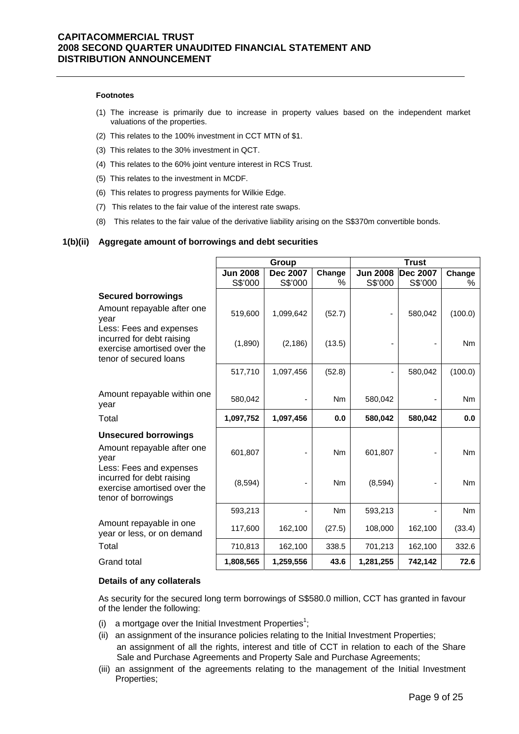**Footnotes**

(1) The increase is primarily due to increase in property values based on the independent market valuations of the properties.

(2) This relates to the 100% investment in CCT MTN of $1.

(3) This relates to the 30% investment in QCT.

(4) This relates to the 60% joint venture interest in RCS Trust.

(5) This relates to the investment in MCDF.

(6) This relates to progress payments for Wilkie Edge.

(7) This relates to the fair value of the interest rate swaps.

(8) This relates to the fair value of the derivative liability arising on the S$370m convertible bonds.

## 1(b)(ii) Aggregate amount of borrowings and debt securities

| | Group | | | Trust | | |
|---|---|---|---|---|---|---|
| | Jun 2008 S$'000 | Dec 2007 S$'000 | Change % | Jun 2008 S$'000 | Dec 2007 S$'000 | Change % |
| **Secured borrowings** | | | | | | |
| Amount repayable after one year | 519,600 | 1,099,642 | (52.7) | - | 580,042 | (100.0) |
| Less: Fees and expenses incurred for debt raising exercise amortised over the tenor of secured loans | (1,890) | (2,186) | (13.5) | - | - | Nm |
| | 517,710 | 1,097,456 | (52.8) | - | 580,042 | (100.0) |
| Amount repayable within one year | 580,042 | - | Nm | 580,042 | - | Nm |
| Total | **1,097,752** | **1,097,456** | **0.0** | **580,042** | **580,042** | **0.0** |
| **Unsecured borrowings** | | | | | | |
| Amount repayable after one year | 601,807 | - | Nm | 601,807 | - | Nm |
| Less: Fees and expenses incurred for debt raising exercise amortised over the tenor of borrowings | (8,594) | - | Nm | (8,594) | - | Nm |
| | 593,213 | - | Nm | 593,213 | - | Nm |
| Amount repayable in one year or less, or on demand | 117,600 | 162,100 | (27.5) | 108,000 | 162,100 | (33.4) |
| Total | 710,813 | 162,100 | 338.5 | 701,213 | 162,100 | 332.6 |
| Grand total | **1,808,565** | **1,259,556** | **43.6** | **1,281,255** | **742,142** | **72.6** |

**Details of any collaterals**

As security for the secured long term borrowings of S$580.0 million, CCT has granted in favour of the lender the following:

(i) a mortgage over the Initial Investment Properties[1];

(ii) an assignment of the insurance policies relating to the Initial Investment Properties;
an assignment of all the rights, interest and title of CCT in relation to each of the Share Sale and Purchase Agreements and Property Sale and Purchase Agreements;

(iii) an assignment of the agreements relating to the management of the Initial Investment Properties;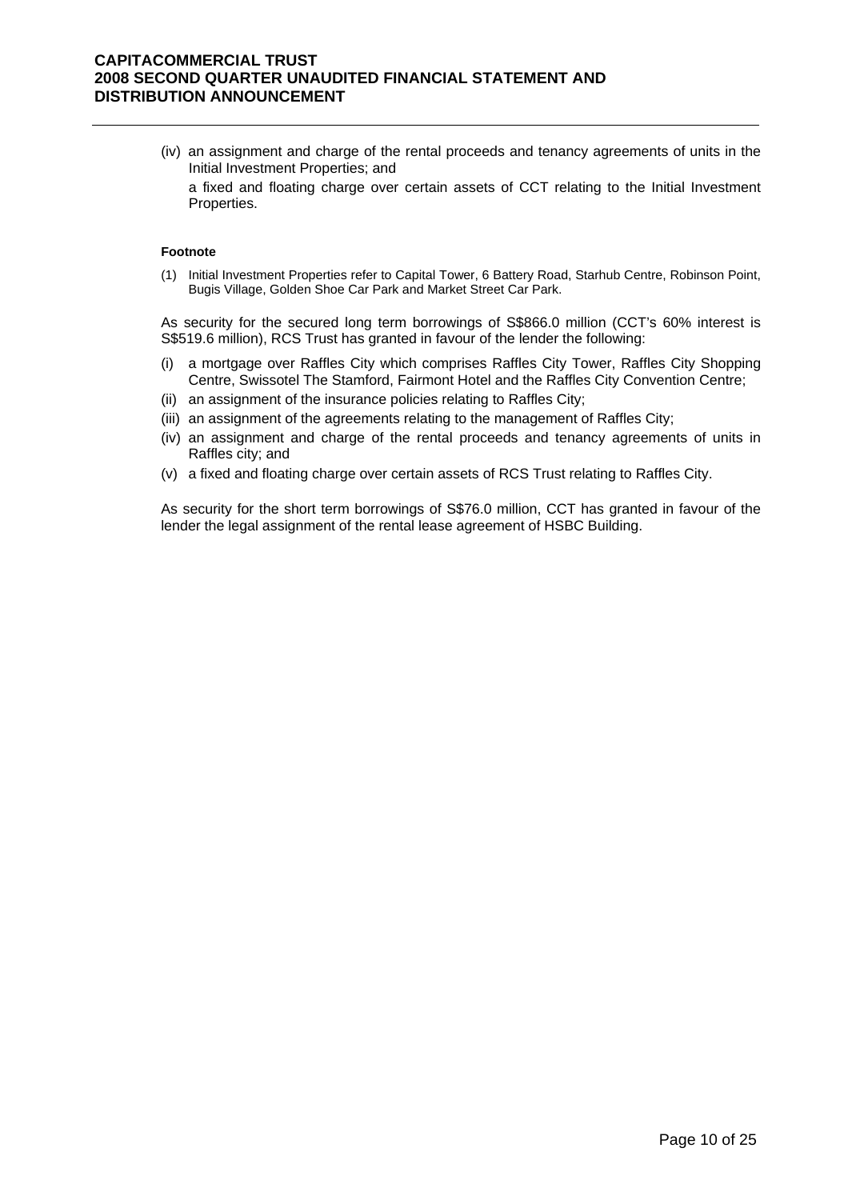(iv) an assignment and charge of the rental proceeds and tenancy agreements of units in the Initial Investment Properties; and

a fixed and floating charge over certain assets of CCT relating to the Initial Investment Properties.

**Footnote**

(1) Initial Investment Properties refer to Capital Tower, 6 Battery Road, Starhub Centre, Robinson Point, Bugis Village, Golden Shoe Car Park and Market Street Car Park.

As security for the secured long term borrowings of S$866.0 million (CCT's 60% interest is S$519.6 million), RCS Trust has granted in favour of the lender the following:

(i) a mortgage over Raffles City which comprises Raffles City Tower, Raffles City Shopping Centre, Swissotel The Stamford, Fairmont Hotel and the Raffles City Convention Centre;

(ii) an assignment of the insurance policies relating to Raffles City;

(iii) an assignment of the agreements relating to the management of Raffles City;

(iv) an assignment and charge of the rental proceeds and tenancy agreements of units in Raffles city; and

(v) a fixed and floating charge over certain assets of RCS Trust relating to Raffles City.

As security for the short term borrowings of S$76.0 million, CCT has granted in favour of the lender the legal assignment of the rental lease agreement of HSBC Building.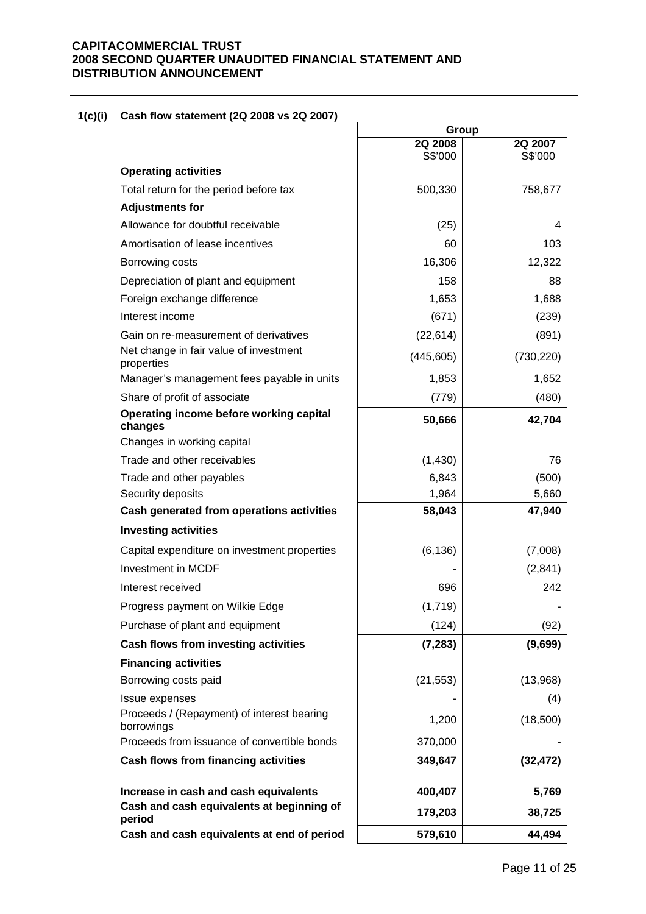**1(c)(i) Cash flow statement (2Q 2008 vs 2Q 2007)**

| | Group | |
|---|---|---|
| | 2Q 2008<br>S$'000 | 2Q 2007<br>S$'000 |
| **Operating activities** | | |
| Total return for the period before tax | 500,330 | 758,677 |
| **Adjustments for** | | |
| Allowance for doubtful receivable | (25) | 4 |
| Amortisation of lease incentives | 60 | 103 |
| Borrowing costs | 16,306 | 12,322 |
| Depreciation of plant and equipment | 158 | 88 |
| Foreign exchange difference | 1,653 | 1,688 |
| Interest income | (671) | (239) |
| Gain on re-measurement of derivatives | (22,614) | (891) |
| Net change in fair value of investment properties | (445,605) | (730,220) |
| Manager's management fees payable in units | 1,853 | 1,652 |
| Share of profit of associate | (779) | (480) |
| **Operating income before working capital changes** | **50,666** | **42,704** |
| Changes in working capital | | |
| Trade and other receivables | (1,430) | 76 |
| Trade and other payables | 6,843 | (500) |
| Security deposits | 1,964 | 5,660 |
| **Cash generated from operations activities** | **58,043** | **47,940** |
| **Investing activities** | | |
| Capital expenditure on investment properties | (6,136) | (7,008) |
| Investment in MCDF | - | (2,841) |
| Interest received | 696 | 242 |
| Progress payment on Wilkie Edge | (1,719) | - |
| Purchase of plant and equipment | (124) | (92) |
| **Cash flows from investing activities** | **(7,283)** | **(9,699)** |
| **Financing activities** | | |
| Borrowing costs paid | (21,553) | (13,968) |
| Issue expenses | - | (4) |
| Proceeds / (Repayment) of interest bearing borrowings | 1,200 | (18,500) |
| Proceeds from issuance of convertible bonds | 370,000 | - |
| **Cash flows from financing activities** | **349,647** | **(32,472)** |
| **Increase in cash and cash equivalents** | **400,407** | **5,769** |
| **Cash and cash equivalents at beginning of period** | **179,203** | **38,725** |
| **Cash and cash equivalents at end of period** | **579,610** | **44,494** |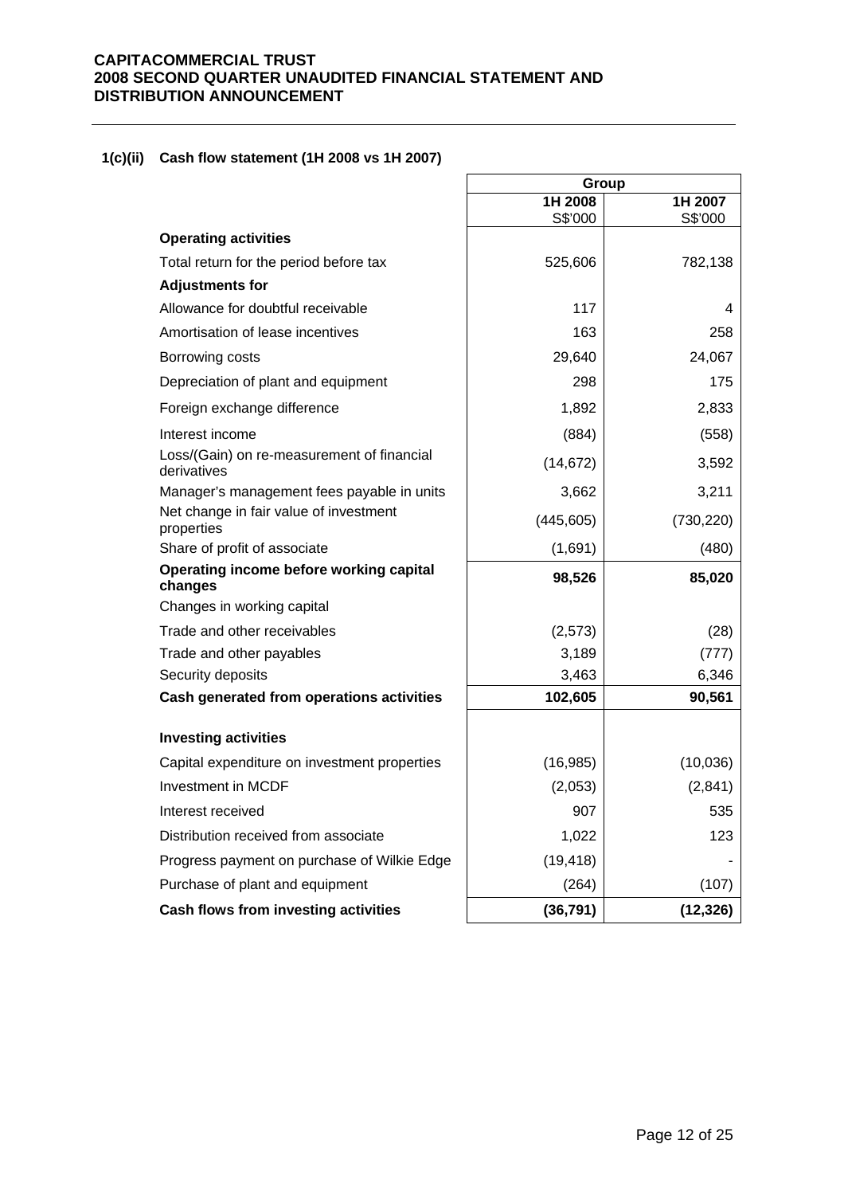### 1(c)(ii) Cash flow statement (1H 2008 vs 1H 2007)

| | Group | |
|---|---|---|
| | 1H 2008<br>S$'000 | 1H 2007<br>S$'000 |
| **Operating activities** | | |
| Total return for the period before tax | 525,606 | 782,138 |
| **Adjustments for** | | |
| Allowance for doubtful receivable | 117 | 4 |
| Amortisation of lease incentives | 163 | 258 |
| Borrowing costs | 29,640 | 24,067 |
| Depreciation of plant and equipment | 298 | 175 |
| Foreign exchange difference | 1,892 | 2,833 |
| Interest income | (884) | (558) |
| Loss/(Gain) on re-measurement of financial derivatives | (14,672) | 3,592 |
| Manager's management fees payable in units | 3,662 | 3,211 |
| Net change in fair value of investment properties | (445,605) | (730,220) |
| Share of profit of associate | (1,691) | (480) |
| **Operating income before working capital changes** | **98,526** | **85,020** |
| Changes in working capital | | |
| Trade and other receivables | (2,573) | (28) |
| Trade and other payables | 3,189 | (777) |
| Security deposits | 3,463 | 6,346 |
| **Cash generated from operations activities** | **102,605** | **90,561** |
| | | |
| **Investing activities** | | |
| Capital expenditure on investment properties | (16,985) | (10,036) |
| Investment in MCDF | (2,053) | (2,841) |
| Interest received | 907 | 535 |
| Distribution received from associate | 1,022 | 123 |
| Progress payment on purchase of Wilkie Edge | (19,418) | - |
| Purchase of plant and equipment | (264) | (107) |
| **Cash flows from investing activities** | **(36,791)** | **(12,326)** |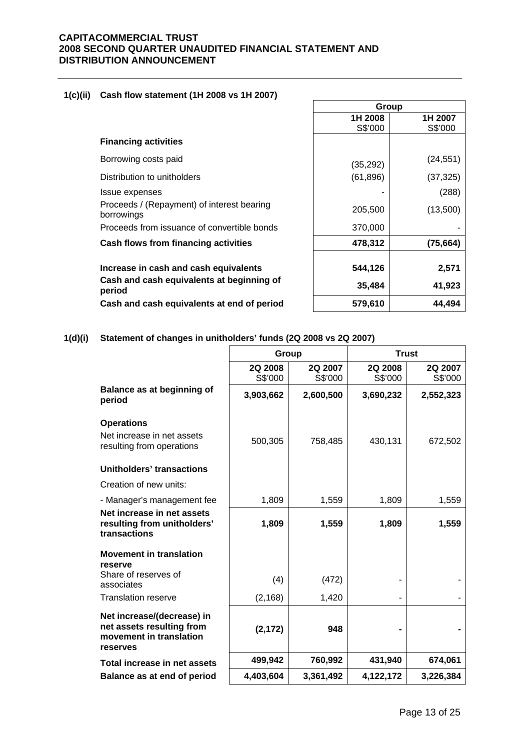**1(c)(ii) Cash flow statement (1H 2008 vs 1H 2007)**

| | Group | |
|---|---|---|
| | 1H 2008 S$'000 | 1H 2007 S$'000 |
| **Financing activities** | | |
| Borrowing costs paid | (35,292) | (24,551) |
| Distribution to unitholders | (61,896) | (37,325) |
| Issue expenses | - | (288) |
| Proceeds / (Repayment) of interest bearing borrowings | 205,500 | (13,500) |
| Proceeds from issuance of convertible bonds | 370,000 | - |
| **Cash flows from financing activities** | **478,312** | **(75,664)** |
| **Increase in cash and cash equivalents** | **544,126** | **2,571** |
| **Cash and cash equivalents at beginning of period** | **35,484** | **41,923** |
| **Cash and cash equivalents at end of period** | **579,610** | **44,494** |

**1(d)(i) Statement of changes in unitholders' funds (2Q 2008 vs 2Q 2007)**

| | Group | | Trust | |
|---|---|---|---|---|
| | 2Q 2008 S$'000 | 2Q 2007 S$'000 | 2Q 2008 S$'000 | 2Q 2007 S$'000 |
| **Balance as at beginning of period** | **3,903,662** | **2,600,500** | **3,690,232** | **2,552,323** |
| **Operations** | | | | |
| Net increase in net assets resulting from operations | 500,305 | 758,485 | 430,131 | 672,502 |
| **Unitholders' transactions** | | | | |
| Creation of new units: | | | | |
| - Manager's management fee | 1,809 | 1,559 | 1,809 | 1,559 |
| **Net increase in net assets resulting from unitholders' transactions** | **1,809** | **1,559** | **1,809** | **1,559** |
| **Movement in translation reserve** | | | | |
| Share of reserves of associates | (4) | (472) | - | - |
| Translation reserve | (2,168) | 1,420 | - | - |
| **Net increase/(decrease) in net assets resulting from movement in translation reserves** | **(2,172)** | **948** | **-** | **-** |
| **Total increase in net assets** | **499,942** | **760,992** | **431,940** | **674,061** |
| **Balance as at end of period** | **4,403,604** | **3,361,492** | **4,122,172** | **3,226,384** |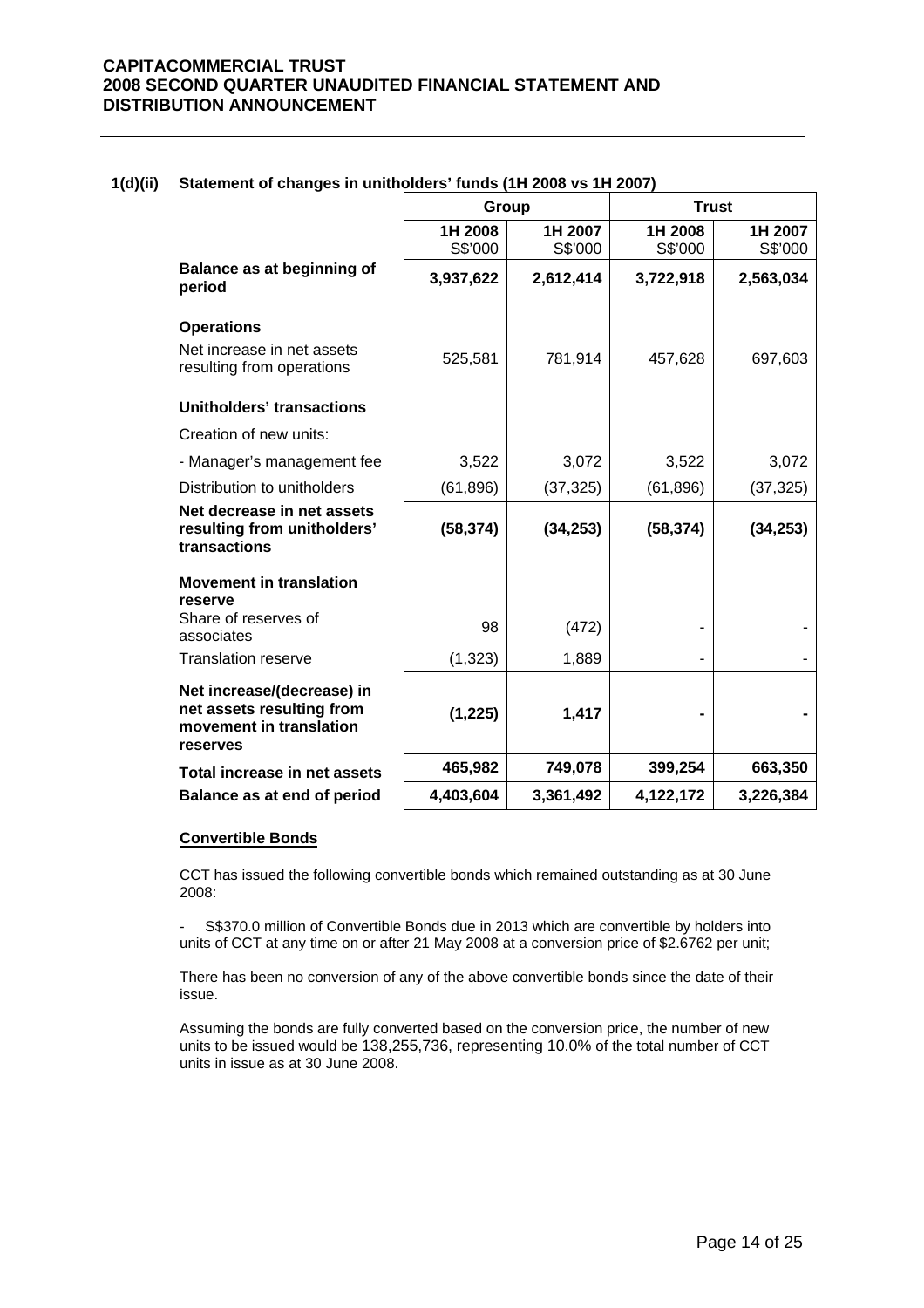### 1(d)(ii) Statement of changes in unitholders' funds (1H 2008 vs 1H 2007)

| | Group | | Trust | |
|---|---|---|---|---|
| | 1H 2008 S$'000 | 1H 2007 S$'000 | 1H 2008 S$'000 | 1H 2007 S$'000 |
| **Balance as at beginning of period** | **3,937,622** | **2,612,414** | **3,722,918** | **2,563,034** |
| **Operations** | | | | |
| Net increase in net assets resulting from operations | 525,581 | 781,914 | 457,628 | 697,603 |
| **Unitholders' transactions** | | | | |
| Creation of new units: | | | | |
| - Manager's management fee | 3,522 | 3,072 | 3,522 | 3,072 |
| Distribution to unitholders | (61,896) | (37,325) | (61,896) | (37,325) |
| **Net decrease in net assets resulting from unitholders' transactions** | **(58,374)** | **(34,253)** | **(58,374)** | **(34,253)** |
| **Movement in translation reserve** | | | | |
| Share of reserves of associates | 98 | (472) | - | - |
| Translation reserve | (1,323) | 1,889 | - | - |
| **Net increase/(decrease) in net assets resulting from movement in translation reserves** | **(1,225)** | **1,417** | **-** | **-** |
| **Total increase in net assets** | **465,982** | **749,078** | **399,254** | **663,350** |
| **Balance as at end of period** | **4,403,604** | **3,361,492** | **4,122,172** | **3,226,384** |

**Convertible Bonds**

CCT has issued the following convertible bonds which remained outstanding as at 30 June 2008:

- S$370.0 million of Convertible Bonds due in 2013 which are convertible by holders into units of CCT at any time on or after 21 May 2008 at a conversion price of $2.6762 per unit;

There has been no conversion of any of the above convertible bonds since the date of their issue.

Assuming the bonds are fully converted based on the conversion price, the number of new units to be issued would be 138,255,736, representing 10.0% of the total number of CCT units in issue as at 30 June 2008.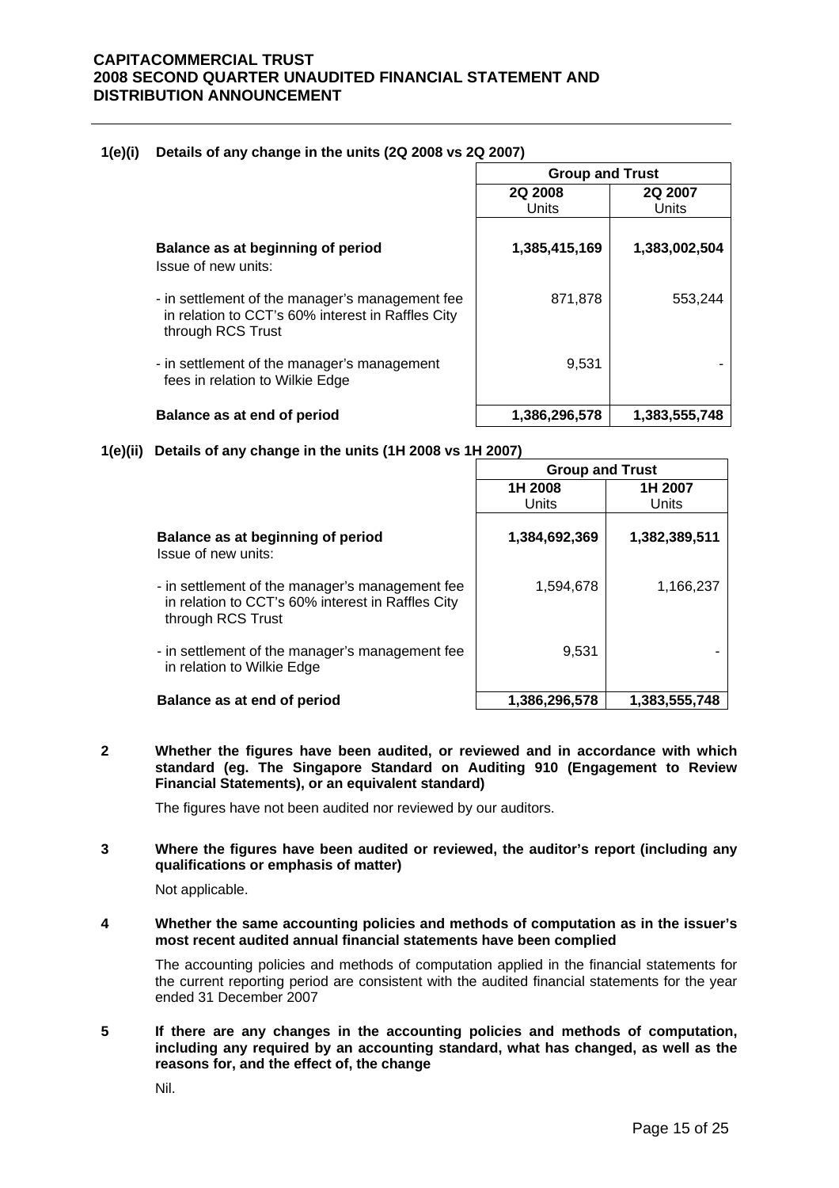### 1(e)(i) Details of any change in the units (2Q 2008 vs 2Q 2007)

| | Group and Trust | |
|---|---|---|
| | 2Q 2008 Units | 2Q 2007 Units |
| **Balance as at beginning of period** | **1,385,415,169** | **1,383,002,504** |
| Issue of new units: | | |
| - in settlement of the manager's management fee in relation to CCT's 60% interest in Raffles City through RCS Trust | 871,878 | 553,244 |
| - in settlement of the manager's management fees in relation to Wilkie Edge | 9,531 | - |
| **Balance as at end of period** | **1,386,296,578** | **1,383,555,748** |

### 1(e)(ii) Details of any change in the units (1H 2008 vs 1H 2007)

| | Group and Trust | |
|---|---|---|
| | 1H 2008 Units | 1H 2007 Units |
| **Balance as at beginning of period** | **1,384,692,369** | **1,382,389,511** |
| Issue of new units: | | |
| - in settlement of the manager's management fee in relation to CCT's 60% interest in Raffles City through RCS Trust | 1,594,678 | 1,166,237 |
| - in settlement of the manager's management fee in relation to Wilkie Edge | 9,531 | - |
| **Balance as at end of period** | **1,386,296,578** | **1,383,555,748** |

### 2 Whether the figures have been audited, or reviewed and in accordance with which standard (eg. The Singapore Standard on Auditing 910 (Engagement to Review Financial Statements), or an equivalent standard)

The figures have not been audited nor reviewed by our auditors.

### 3 Where the figures have been audited or reviewed, the auditor's report (including any qualifications or emphasis of matter)

Not applicable.

### 4 Whether the same accounting policies and methods of computation as in the issuer's most recent audited annual financial statements have been complied

The accounting policies and methods of computation applied in the financial statements for the current reporting period are consistent with the audited financial statements for the year ended 31 December 2007

### 5 If there are any changes in the accounting policies and methods of computation, including any required by an accounting standard, what has changed, as well as the reasons for, and the effect of, the change

Nil.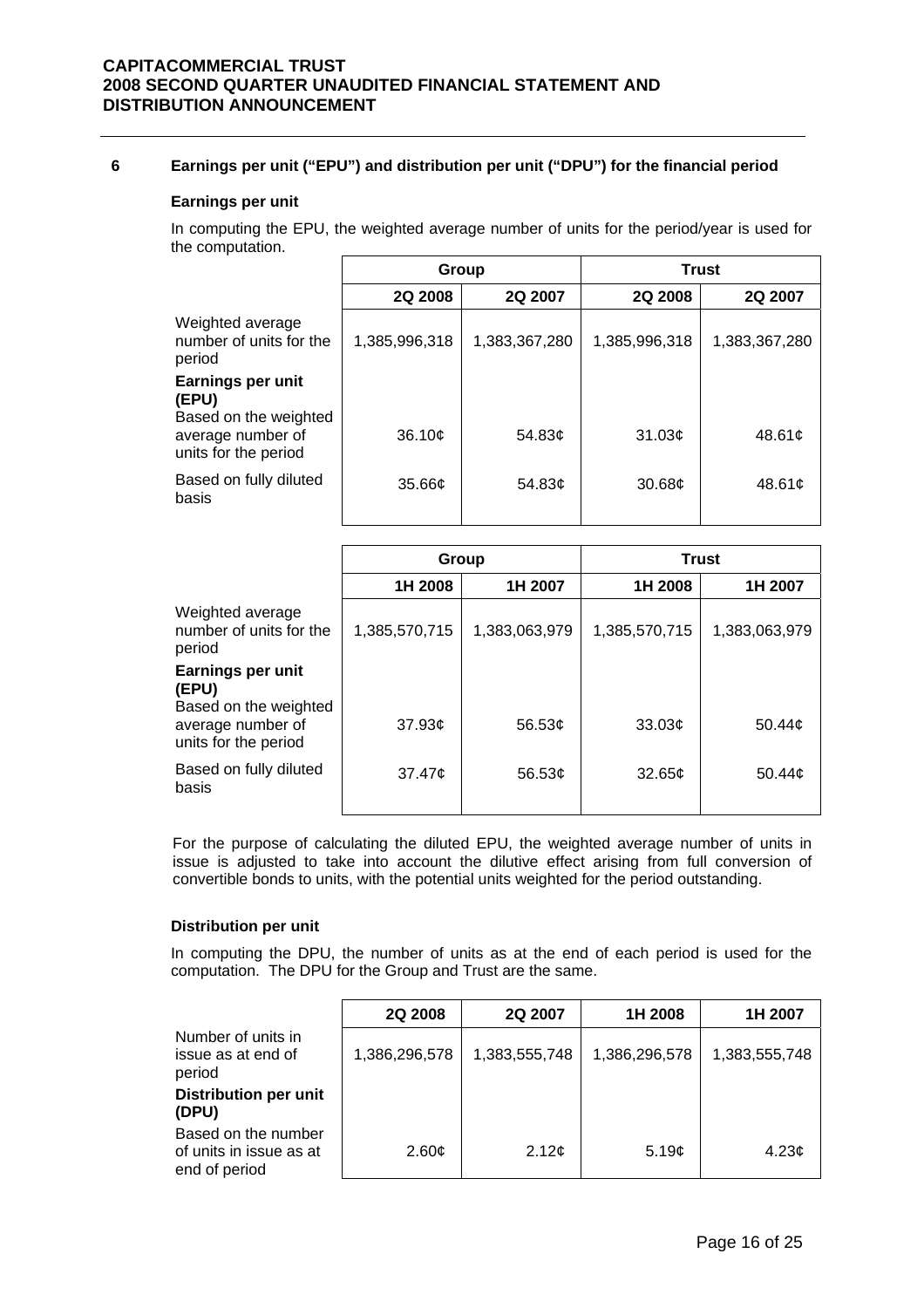## 6 Earnings per unit ("EPU") and distribution per unit ("DPU") for the financial period

### Earnings per unit

In computing the EPU, the weighted average number of units for the period/year is used for the computation.

| | Group | | Trust | |
|---|---|---|---|---|
| | 2Q 2008 | 2Q 2007 | 2Q 2008 | 2Q 2007 |
| Weighted average number of units for the period | 1,385,996,318 | 1,383,367,280 | 1,385,996,318 | 1,383,367,280 |
| **Earnings per unit (EPU)** | | | | |
| Based on the weighted average number of units for the period | 36.10¢ | 54.83¢ | 31.03¢ | 48.61¢ |
| Based on fully diluted basis | 35.66¢ | 54.83¢ | 30.68¢ | 48.61¢ |

| | Group | | Trust | |
|---|---|---|---|---|
| | 1H 2008 | 1H 2007 | 1H 2008 | 1H 2007 |
| Weighted average number of units for the period | 1,385,570,715 | 1,383,063,979 | 1,385,570,715 | 1,383,063,979 |
| **Earnings per unit (EPU)** | | | | |
| Based on the weighted average number of units for the period | 37.93¢ | 56.53¢ | 33.03¢ | 50.44¢ |
| Based on fully diluted basis | 37.47¢ | 56.53¢ | 32.65¢ | 50.44¢ |

For the purpose of calculating the diluted EPU, the weighted average number of units in issue is adjusted to take into account the dilutive effect arising from full conversion of convertible bonds to units, with the potential units weighted for the period outstanding.

### Distribution per unit

In computing the DPU, the number of units as at the end of each period is used for the computation. The DPU for the Group and Trust are the same.

| | 2Q 2008 | 2Q 2007 | 1H 2008 | 1H 2007 |
|---|---|---|---|---|
| Number of units in issue as at end of period | 1,386,296,578 | 1,383,555,748 | 1,386,296,578 | 1,383,555,748 |
| **Distribution per unit (DPU)** | | | | |
| Based on the number of units in issue as at end of period | 2.60¢ | 2.12¢ | 5.19¢ | 4.23¢ |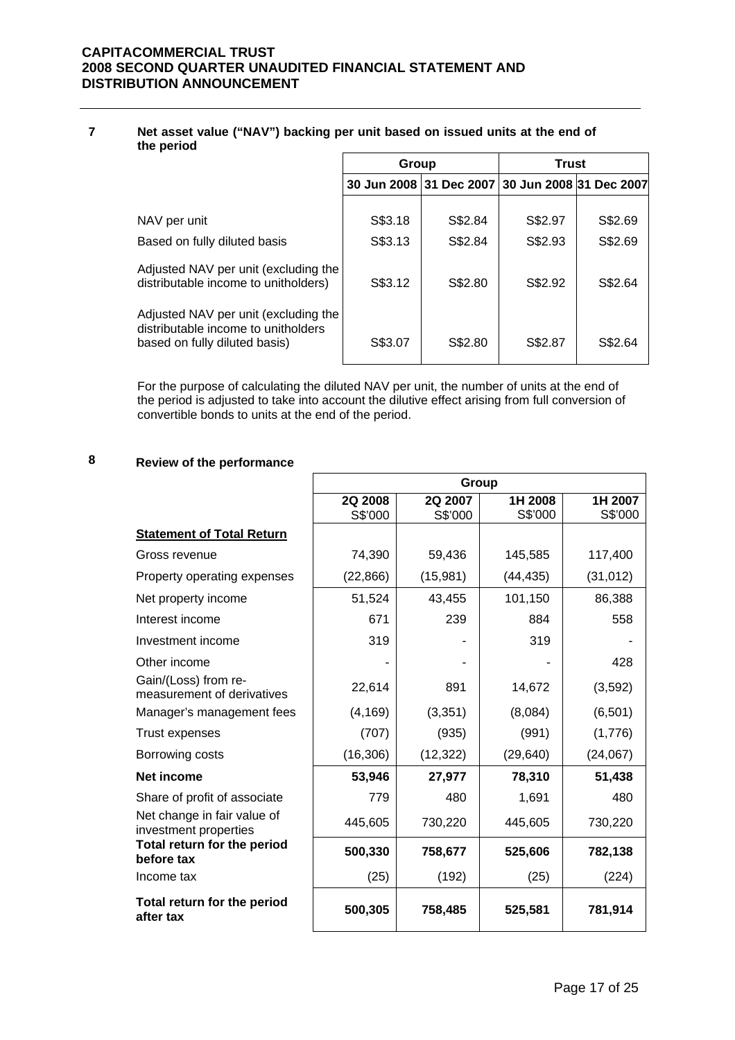## 7 Net asset value ("NAV") backing per unit based on issued units at the end of the period

| | Group | | Trust | |
|---|---|---|---|---|
| | 30 Jun 2008 | 31 Dec 2007 | 30 Jun 2008 | 31 Dec 2007 |
| NAV per unit | S$3.18 | S$2.84 | S$2.97 | S$2.69 |
| Based on fully diluted basis | S$3.13 | S$2.84 | S$2.93 | S$2.69 |
| Adjusted NAV per unit (excluding the distributable income to unitholders) | S$3.12 | S$2.80 | S$2.92 | S$2.64 |
| Adjusted NAV per unit (excluding the distributable income to unitholders based on fully diluted basis) | S$3.07 | S$2.80 | S$2.87 | S$2.64 |

For the purpose of calculating the diluted NAV per unit, the number of units at the end of the period is adjusted to take into account the dilutive effect arising from full conversion of convertible bonds to units at the end of the period.

## 8 Review of the performance

| | Group | | | |
|---|---|---|---|---|
| | 2Q 2008 S$'000 | 2Q 2007 S$'000 | 1H 2008 S$'000 | 1H 2007 S$'000 |
| **Statement of Total Return** | | | | |
| Gross revenue | 74,390 | 59,436 | 145,585 | 117,400 |
| Property operating expenses | (22,866) | (15,981) | (44,435) | (31,012) |
| Net property income | 51,524 | 43,455 | 101,150 | 86,388 |
| Interest income | 671 | 239 | 884 | 558 |
| Investment income | 319 | - | 319 | - |
| Other income | - | - | - | 428 |
| Gain/(Loss) from re-measurement of derivatives | 22,614 | 891 | 14,672 | (3,592) |
| Manager's management fees | (4,169) | (3,351) | (8,084) | (6,501) |
| Trust expenses | (707) | (935) | (991) | (1,776) |
| Borrowing costs | (16,306) | (12,322) | (29,640) | (24,067) |
| **Net income** | **53,946** | **27,977** | **78,310** | **51,438** |
| Share of profit of associate | 779 | 480 | 1,691 | 480 |
| Net change in fair value of investment properties | 445,605 | 730,220 | 445,605 | 730,220 |
| **Total return for the period before tax** | **500,330** | **758,677** | **525,606** | **782,138** |
| Income tax | (25) | (192) | (25) | (224) |
| **Total return for the period after tax** | **500,305** | **758,485** | **525,581** | **781,914** |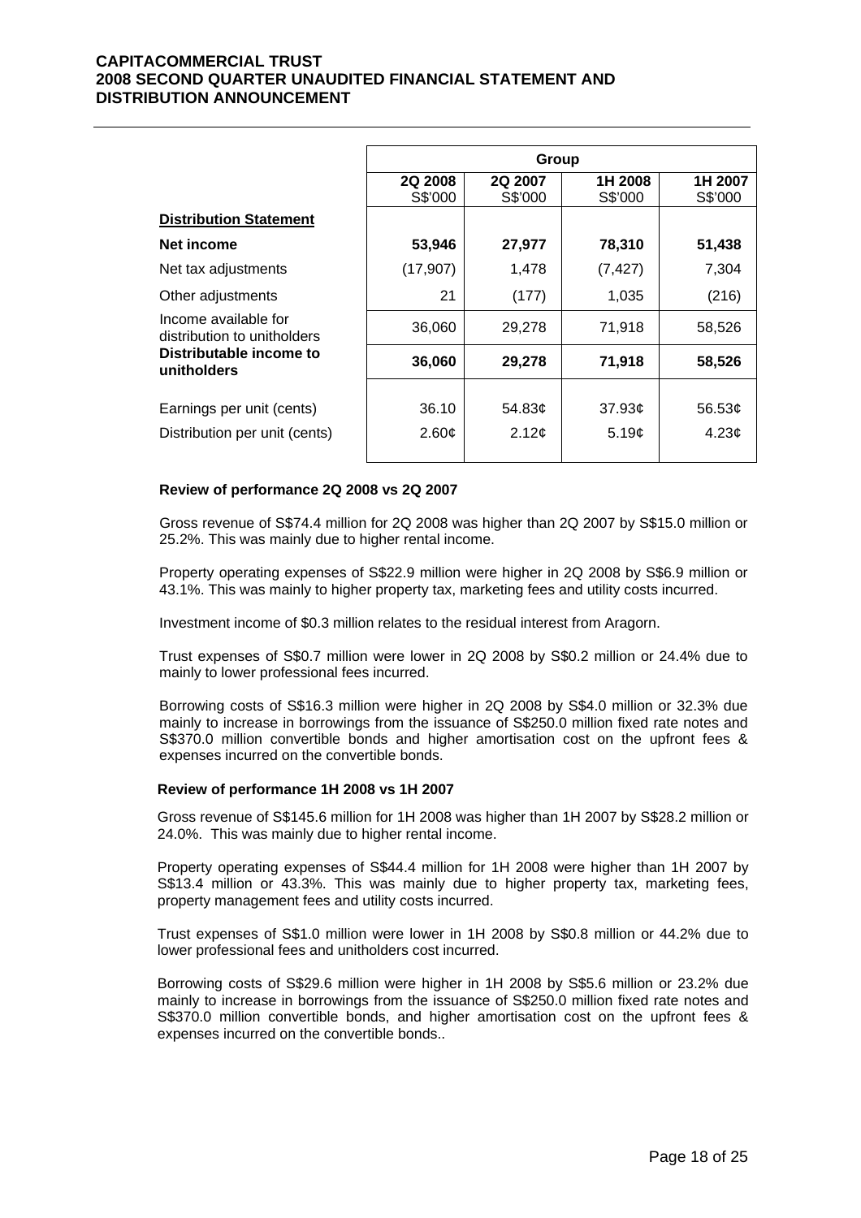| | Group | | | |
|---|---|---|---|---|
| | **2Q 2008** S$'000 | **2Q 2007** S$'000 | **1H 2008** S$'000 | **1H 2007** S$'000 |
| **<u>Distribution Statement</u>** | | | | |
| **Net income** | **53,946** | **27,977** | **78,310** | **51,438** |
| Net tax adjustments | (17,907) | 1,478 | (7,427) | 7,304 |
| Other adjustments | 21 | (177) | 1,035 | (216) |
| Income available for distribution to unitholders | 36,060 | 29,278 | 71,918 | 58,526 |
| **Distributable income to unitholders** | **36,060** | **29,278** | **71,918** | **58,526** |
| Earnings per unit (cents) | 36.10 | 54.83¢ | 37.93¢ | 56.53¢ |
| Distribution per unit (cents) | 2.60¢ | 2.12¢ | 5.19¢ | 4.23¢ |

**Review of performance 2Q 2008 vs 2Q 2007**

Gross revenue of S$74.4 million for 2Q 2008 was higher than 2Q 2007 by S$15.0 million or 25.2%. This was mainly due to higher rental income.

Property operating expenses of S$22.9 million were higher in 2Q 2008 by S$6.9 million or 43.1%. This was mainly to higher property tax, marketing fees and utility costs incurred.

Investment income of $0.3 million relates to the residual interest from Aragorn.

Trust expenses of S$0.7 million were lower in 2Q 2008 by S$0.2 million or 24.4% due to mainly to lower professional fees incurred.

Borrowing costs of S$16.3 million were higher in 2Q 2008 by S$4.0 million or 32.3% due mainly to increase in borrowings from the issuance of S$250.0 million fixed rate notes and S$370.0 million convertible bonds and higher amortisation cost on the upfront fees & expenses incurred on the convertible bonds.

**Review of performance 1H 2008 vs 1H 2007**

Gross revenue of S$145.6 million for 1H 2008 was higher than 1H 2007 by S$28.2 million or 24.0%. This was mainly due to higher rental income.

Property operating expenses of S$44.4 million for 1H 2008 were higher than 1H 2007 by S$13.4 million or 43.3%. This was mainly due to higher property tax, marketing fees, property management fees and utility costs incurred.

Trust expenses of S$1.0 million were lower in 1H 2008 by S$0.8 million or 44.2% due to lower professional fees and unitholders cost incurred.

Borrowing costs of S$29.6 million were higher in 1H 2008 by S$5.6 million or 23.2% due mainly to increase in borrowings from the issuance of S$250.0 million fixed rate notes and S$370.0 million convertible bonds, and higher amortisation cost on the upfront fees & expenses incurred on the convertible bonds..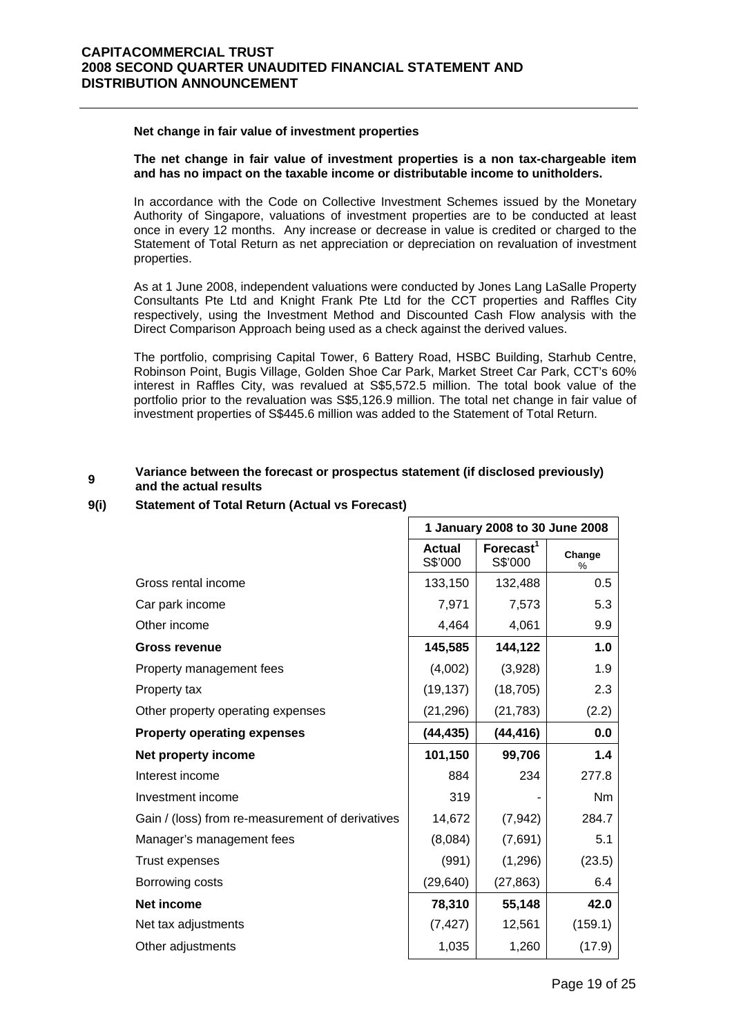**Net change in fair value of investment properties**

**The net change in fair value of investment properties is a non tax-chargeable item and has no impact on the taxable income or distributable income to unitholders.**

In accordance with the Code on Collective Investment Schemes issued by the Monetary Authority of Singapore, valuations of investment properties are to be conducted at least once in every 12 months. Any increase or decrease in value is credited or charged to the Statement of Total Return as net appreciation or depreciation on revaluation of investment properties.

As at 1 June 2008, independent valuations were conducted by Jones Lang LaSalle Property Consultants Pte Ltd and Knight Frank Pte Ltd for the CCT properties and Raffles City respectively, using the Investment Method and Discounted Cash Flow analysis with the Direct Comparison Approach being used as a check against the derived values.

The portfolio, comprising Capital Tower, 6 Battery Road, HSBC Building, Starhub Centre, Robinson Point, Bugis Village, Golden Shoe Car Park, Market Street Car Park, CCT's 60% interest in Raffles City, was revalued at S$5,572.5 million. The total book value of the portfolio prior to the revaluation was S$5,126.9 million. The total net change in fair value of investment properties of S$445.6 million was added to the Statement of Total Return.

## 9 Variance between the forecast or prospectus statement (if disclosed previously) and the actual results

### 9(i) Statement of Total Return (Actual vs Forecast)

| | 1 January 2008 to 30 June 2008 | | |
|---|---|---|---|
| | **Actual** S$'000 | **Forecast[1]** S$'000 | **Change** % |
| Gross rental income | 133,150 | 132,488 | 0.5 |
| Car park income | 7,971 | 7,573 | 5.3 |
| Other income | 4,464 | 4,061 | 9.9 |
| **Gross revenue** | **145,585** | **144,122** | **1.0** |
| Property management fees | (4,002) | (3,928) | 1.9 |
| Property tax | (19,137) | (18,705) | 2.3 |
| Other property operating expenses | (21,296) | (21,783) | (2.2) |
| **Property operating expenses** | **(44,435)** | **(44,416)** | **0.0** |
| **Net property income** | **101,150** | **99,706** | **1.4** |
| Interest income | 884 | 234 | 277.8 |
| Investment income | 319 | - | Nm |
| Gain / (loss) from re-measurement of derivatives | 14,672 | (7,942) | 284.7 |
| Manager's management fees | (8,084) | (7,691) | 5.1 |
| Trust expenses | (991) | (1,296) | (23.5) |
| Borrowing costs | (29,640) | (27,863) | 6.4 |
| **Net income** | **78,310** | **55,148** | **42.0** |
| Net tax adjustments | (7,427) | 12,561 | (159.1) |
| Other adjustments | 1,035 | 1,260 | (17.9) |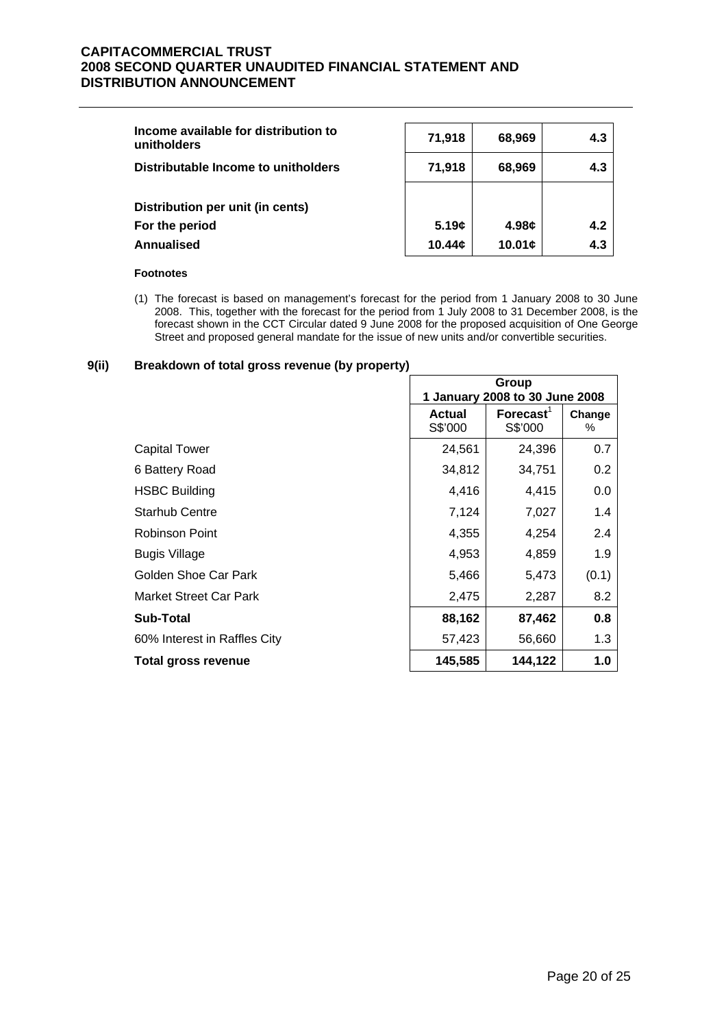| | | | |
|---|---|---|---|
| **Income available for distribution to unitholders** | **71,918** | **68,969** | **4.3** |
| **Distributable Income to unitholders** | **71,918** | **68,969** | **4.3** |
| | | | |
| **Distribution per unit (in cents)** | | | |
| **For the period** | **5.19¢** | **4.98¢** | **4.2** |
| **Annualised** | **10.44¢** | **10.01¢** | **4.3** |

**Footnotes**

(1) The forecast is based on management's forecast for the period from 1 January 2008 to 30 June 2008. This, together with the forecast for the period from 1 July 2008 to 31 December 2008, is the forecast shown in the CCT Circular dated 9 June 2008 for the proposed acquisition of One George Street and proposed general mandate for the issue of new units and/or convertible securities.

## 9(ii) Breakdown of total gross revenue (by property)

| | Group 1 January 2008 to 30 June 2008 | | |
|---|---|---|---|
| | **Actual** S$'000 | **Forecast**[1] S$'000 | **Change** % |
| Capital Tower | 24,561 | 24,396 | 0.7 |
| 6 Battery Road | 34,812 | 34,751 | 0.2 |
| HSBC Building | 4,416 | 4,415 | 0.0 |
| Starhub Centre | 7,124 | 7,027 | 1.4 |
| Robinson Point | 4,355 | 4,254 | 2.4 |
| Bugis Village | 4,953 | 4,859 | 1.9 |
| Golden Shoe Car Park | 5,466 | 5,473 | (0.1) |
| Market Street Car Park | 2,475 | 2,287 | 8.2 |
| **Sub-Total** | **88,162** | **87,462** | **0.8** |
| 60% Interest in Raffles City | 57,423 | 56,660 | 1.3 |
| **Total gross revenue** | **145,585** | **144,122** | **1.0** |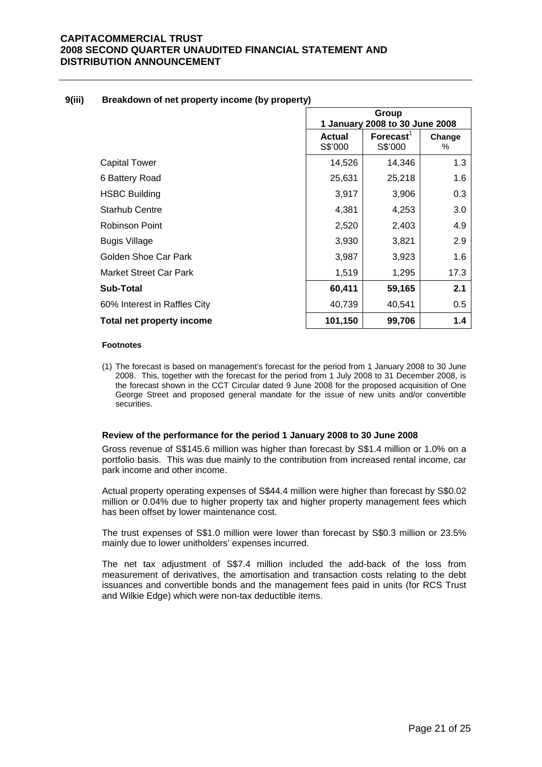### 9(iii) Breakdown of net property income (by property)

| | Group 1 January 2008 to 30 June 2008 | | |
|---|---|---|---|
| | **Actual** S$'000 | **Forecast**[1] S$'000 | **Change** % |
| Capital Tower | 14,526 | 14,346 | 1.3 |
| 6 Battery Road | 25,631 | 25,218 | 1.6 |
| HSBC Building | 3,917 | 3,906 | 0.3 |
| Starhub Centre | 4,381 | 4,253 | 3.0 |
| Robinson Point | 2,520 | 2,403 | 4.9 |
| Bugis Village | 3,930 | 3,821 | 2.9 |
| Golden Shoe Car Park | 3,987 | 3,923 | 1.6 |
| Market Street Car Park | 1,519 | 1,295 | 17.3 |
| **Sub-Total** | **60,411** | **59,165** | **2.1** |
| 60% Interest in Raffles City | 40,739 | 40,541 | 0.5 |
| **Total net property income** | **101,150** | **99,706** | **1.4** |

**Footnotes**

(1) The forecast is based on management's forecast for the period from 1 January 2008 to 30 June 2008. This, together with the forecast for the period from 1 July 2008 to 31 December 2008, is the forecast shown in the CCT Circular dated 9 June 2008 for the proposed acquisition of One George Street and proposed general mandate for the issue of new units and/or convertible securities.

**Review of the performance for the period 1 January 2008 to 30 June 2008**

Gross revenue of S$145.6 million was higher than forecast by S$1.4 million or 1.0% on a portfolio basis. This was due mainly to the contribution from increased rental income, car park income and other income.

Actual property operating expenses of S$44.4 million were higher than forecast by S$0.02 million or 0.04% due to higher property tax and higher property management fees which has been offset by lower maintenance cost.

The trust expenses of S$1.0 million were lower than forecast by S$0.3 million or 23.5% mainly due to lower unitholders' expenses incurred.

The net tax adjustment of S$7.4 million included the add-back of the loss from measurement of derivatives, the amortisation and transaction costs relating to the debt issuances and convertible bonds and the management fees paid in units (for RCS Trust and Wilkie Edge) which were non-tax deductible items.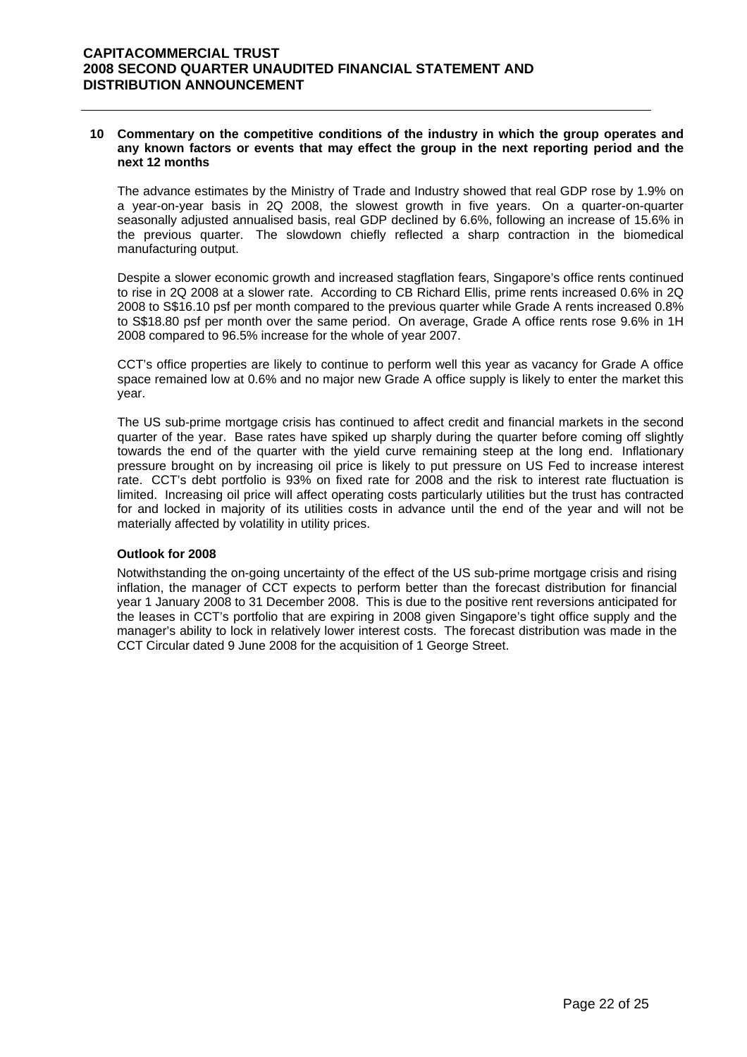## 10 Commentary on the competitive conditions of the industry in which the group operates and any known factors or events that may effect the group in the next reporting period and the next 12 months

The advance estimates by the Ministry of Trade and Industry showed that real GDP rose by 1.9% on a year-on-year basis in 2Q 2008, the slowest growth in five years. On a quarter-on-quarter seasonally adjusted annualised basis, real GDP declined by 6.6%, following an increase of 15.6% in the previous quarter. The slowdown chiefly reflected a sharp contraction in the biomedical manufacturing output.

Despite a slower economic growth and increased stagflation fears, Singapore's office rents continued to rise in 2Q 2008 at a slower rate. According to CB Richard Ellis, prime rents increased 0.6% in 2Q 2008 to S$16.10 psf per month compared to the previous quarter while Grade A rents increased 0.8% to S$18.80 psf per month over the same period. On average, Grade A office rents rose 9.6% in 1H 2008 compared to 96.5% increase for the whole of year 2007.

CCT's office properties are likely to continue to perform well this year as vacancy for Grade A office space remained low at 0.6% and no major new Grade A office supply is likely to enter the market this year.

The US sub-prime mortgage crisis has continued to affect credit and financial markets in the second quarter of the year. Base rates have spiked up sharply during the quarter before coming off slightly towards the end of the quarter with the yield curve remaining steep at the long end. Inflationary pressure brought on by increasing oil price is likely to put pressure on US Fed to increase interest rate. CCT's debt portfolio is 93% on fixed rate for 2008 and the risk to interest rate fluctuation is limited. Increasing oil price will affect operating costs particularly utilities but the trust has contracted for and locked in majority of its utilities costs in advance until the end of the year and will not be materially affected by volatility in utility prices.

### Outlook for 2008

Notwithstanding the on-going uncertainty of the effect of the US sub-prime mortgage crisis and rising inflation, the manager of CCT expects to perform better than the forecast distribution for financial year 1 January 2008 to 31 December 2008. This is due to the positive rent reversions anticipated for the leases in CCT's portfolio that are expiring in 2008 given Singapore's tight office supply and the manager's ability to lock in relatively lower interest costs. The forecast distribution was made in the CCT Circular dated 9 June 2008 for the acquisition of 1 George Street.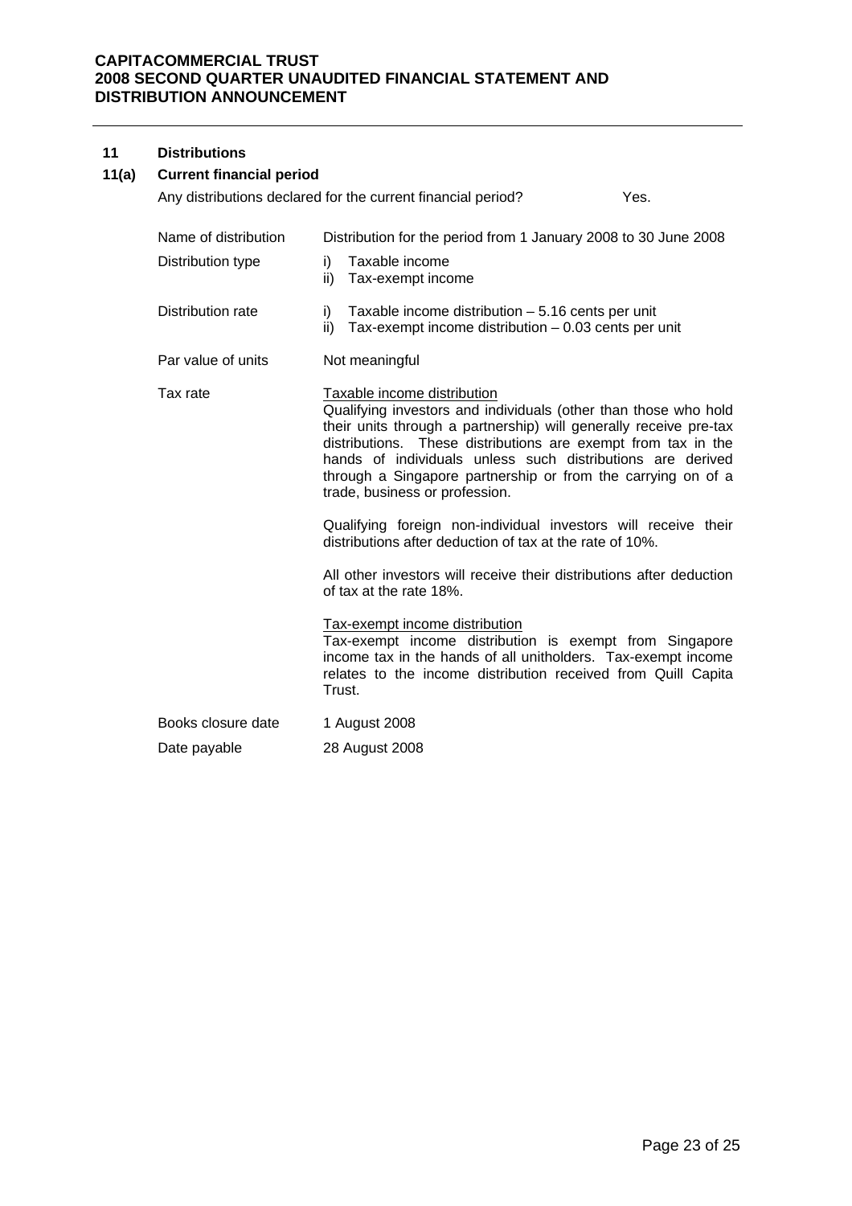## 11 Distributions

### 11(a) Current financial period

Any distributions declared for the current financial period? Yes.

| | |
|---|---|
| Name of distribution | Distribution for the period from 1 January 2008 to 30 June 2008 |
| Distribution type | i) Taxable income<br>ii) Tax-exempt income |
| Distribution rate | i) Taxable income distribution – 5.16 cents per unit<br>ii) Tax-exempt income distribution – 0.03 cents per unit |
| Par value of units | Not meaningful |
| Tax rate | <u>Taxable income distribution</u><br>Qualifying investors and individuals (other than those who hold their units through a partnership) will generally receive pre-tax distributions. These distributions are exempt from tax in the hands of individuals unless such distributions are derived through a Singapore partnership or from the carrying on of a trade, business or profession.<br><br>Qualifying foreign non-individual investors will receive their distributions after deduction of tax at the rate of 10%.<br><br>All other investors will receive their distributions after deduction of tax at the rate 18%.<br><br><u>Tax-exempt income distribution</u><br>Tax-exempt income distribution is exempt from Singapore income tax in the hands of all unitholders. Tax-exempt income relates to the income distribution received from Quill Capita Trust. |
| Books closure date | 1 August 2008 |
| Date payable | 28 August 2008 |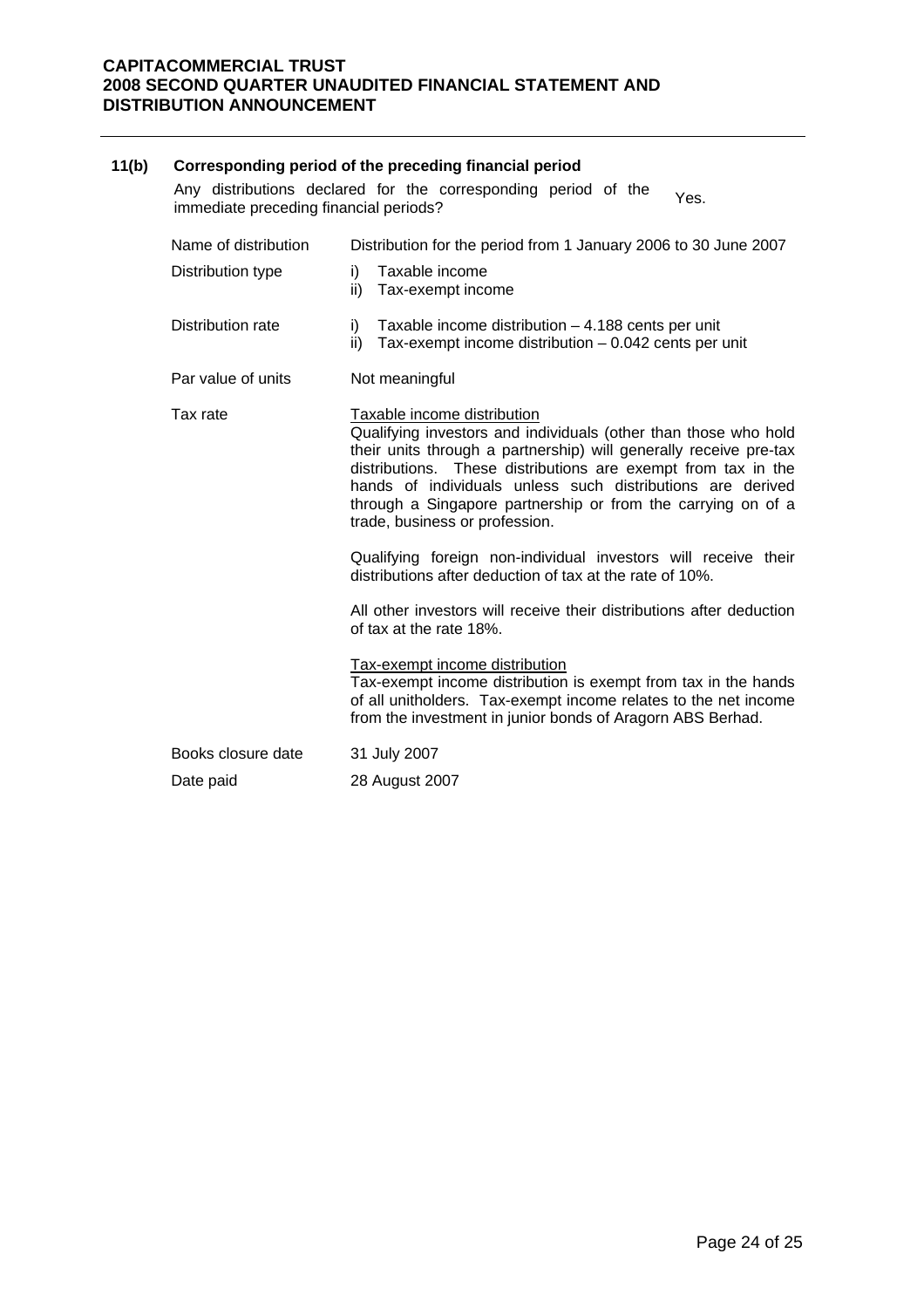## 11(b) Corresponding period of the preceding financial period

Any distributions declared for the corresponding period of the immediate preceding financial periods? Yes.

| | |
|---|---|
| Name of distribution | Distribution for the period from 1 January 2006 to 30 June 2007 |
| Distribution type | i) Taxable income<br>ii) Tax-exempt income |
| Distribution rate | i) Taxable income distribution – 4.188 cents per unit<br>ii) Tax-exempt income distribution – 0.042 cents per unit |
| Par value of units | Not meaningful |
| Tax rate | Taxable income distribution<br>Qualifying investors and individuals (other than those who hold their units through a partnership) will generally receive pre-tax distributions. These distributions are exempt from tax in the hands of individuals unless such distributions are derived through a Singapore partnership or from the carrying on of a trade, business or profession.<br><br>Qualifying foreign non-individual investors will receive their distributions after deduction of tax at the rate of 10%.<br><br>All other investors will receive their distributions after deduction of tax at the rate 18%.<br><br>Tax-exempt income distribution<br>Tax-exempt income distribution is exempt from tax in the hands of all unitholders. Tax-exempt income relates to the net income from the investment in junior bonds of Aragorn ABS Berhad. |
| Books closure date | 31 July 2007 |
| Date paid | 28 August 2007 |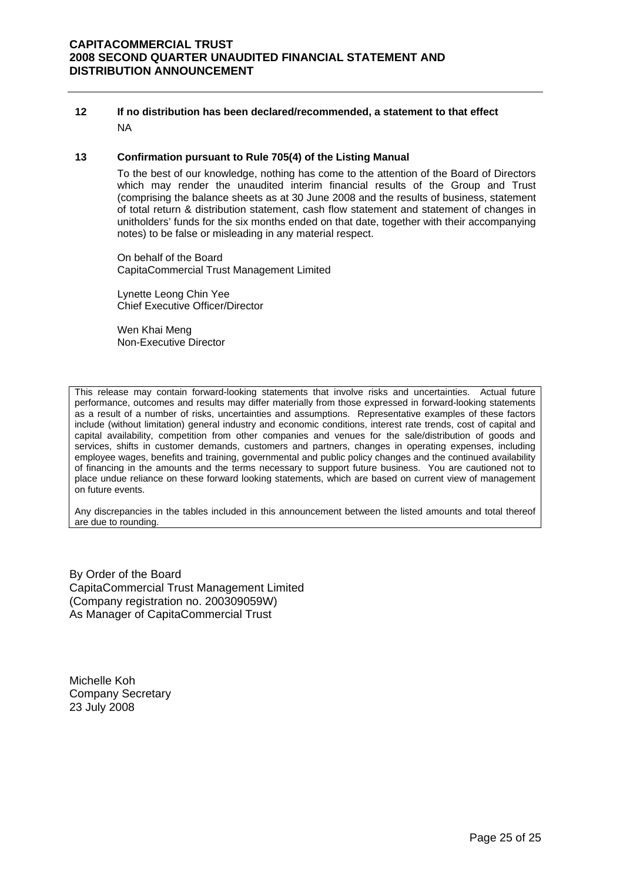**12 If no distribution has been declared/recommended, a statement to that effect**

NA

**13 Confirmation pursuant to Rule 705(4) of the Listing Manual**

To the best of our knowledge, nothing has come to the attention of the Board of Directors which may render the unaudited interim financial results of the Group and Trust (comprising the balance sheets as at 30 June 2008 and the results of business, statement of total return & distribution statement, cash flow statement and statement of changes in unitholders' funds for the six months ended on that date, together with their accompanying notes) to be false or misleading in any material respect.

On behalf of the Board
CapitaCommercial Trust Management Limited

Lynette Leong Chin Yee
Chief Executive Officer/Director

Wen Khai Meng
Non-Executive Director

This release may contain forward-looking statements that involve risks and uncertainties. Actual future performance, outcomes and results may differ materially from those expressed in forward-looking statements as a result of a number of risks, uncertainties and assumptions. Representative examples of these factors include (without limitation) general industry and economic conditions, interest rate trends, cost of capital and capital availability, competition from other companies and venues for the sale/distribution of goods and services, shifts in customer demands, customers and partners, changes in operating expenses, including employee wages, benefits and training, governmental and public policy changes and the continued availability of financing in the amounts and the terms necessary to support future business. You are cautioned not to place undue reliance on these forward looking statements, which are based on current view of management on future events.

Any discrepancies in the tables included in this announcement between the listed amounts and total thereof are due to rounding.

By Order of the Board
CapitaCommercial Trust Management Limited
(Company registration no. 200309059W)
As Manager of CapitaCommercial Trust

Michelle Koh
Company Secretary
23 July 2008